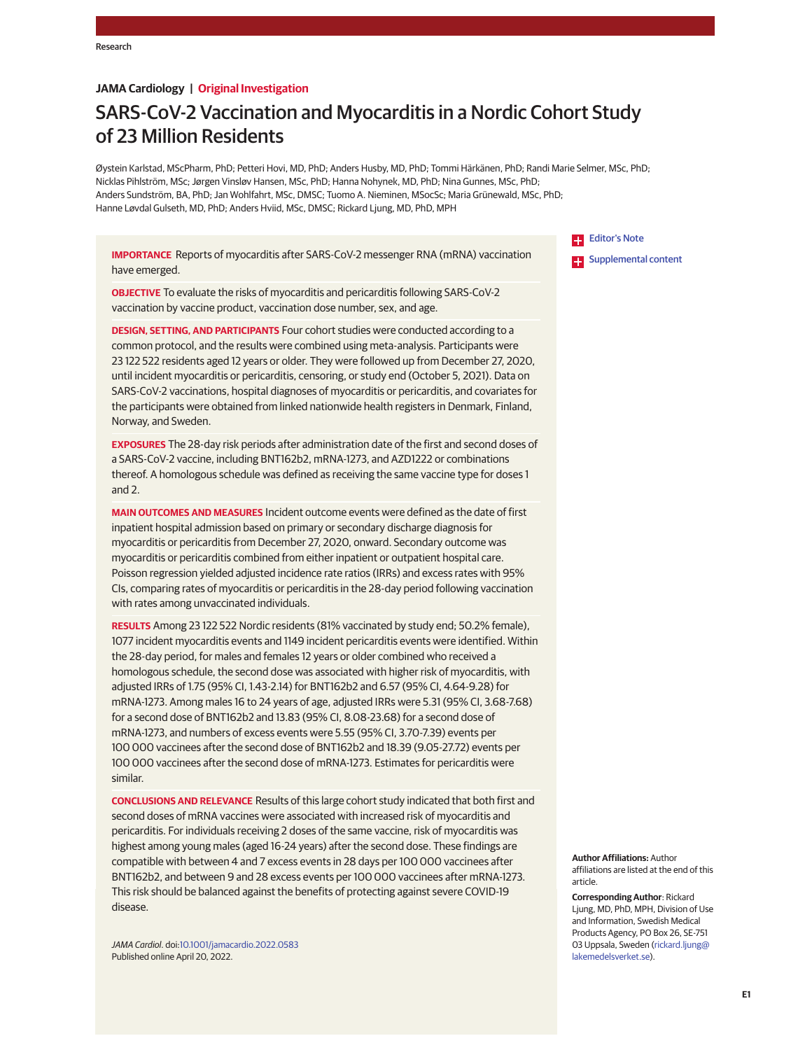Research

**JAMA Cardiology | Original Investigation**

# SARS-CoV-2 Vaccination and Myocarditis in a Nordic Cohort Study of 23 Million Residents

Øystein Karlstad, MScPharm, PhD; Petteri Hovi, MD, PhD; Anders Husby, MD, PhD; Tommi Härkänen, PhD; Randi Marie Selmer, MSc, PhD; Nicklas Pihlström, MSc; Jørgen Vinsløv Hansen, MSc, PhD; Hanna Nohynek, MD, PhD; Nina Gunnes, MSc, PhD; Anders Sundström, BA, PhD; Jan Wohlfahrt, MSc, DMSC; Tuomo A. Nieminen, MSocSc; Maria Grünewald, MSc, PhD; Hanne Løvdal Gulseth, MD, PhD; Anders Hviid, MSc, DMSC; Rickard Ljung, MD, PhD, MPH

**IMPORTANCE** Reports of myocarditis after SARS-CoV-2 messenger RNA (mRNA) vaccination have emerged.

**OBJECTIVE** To evaluate the risks of myocarditis and pericarditis following SARS-CoV-2 vaccination by vaccine product, vaccination dose number, sex, and age.

**DESIGN, SETTING, AND PARTICIPANTS** Four cohort studies were conducted according to a common protocol, and the results were combined using meta-analysis. Participants were 23 122 522 residents aged 12 years or older. They were followed up from December 27, 2020, until incident myocarditis or pericarditis, censoring, or study end (October 5, 2021). Data on SARS-CoV-2 vaccinations, hospital diagnoses of myocarditis or pericarditis, and covariates for the participants were obtained from linked nationwide health registers in Denmark, Finland, Norway, and Sweden.

**EXPOSURES** The 28-day risk periods after administration date of the first and second doses of a SARS-CoV-2 vaccine, including BNT162b2, mRNA-1273, and AZD1222 or combinations thereof. A homologous schedule was defined as receiving the same vaccine type for doses 1 and 2.

**MAIN OUTCOMES AND MEASURES** Incident outcome events were defined as the date of first inpatient hospital admission based on primary or secondary discharge diagnosis for myocarditis or pericarditis from December 27, 2020, onward. Secondary outcome was myocarditis or pericarditis combined from either inpatient or outpatient hospital care. Poisson regression yielded adjusted incidence rate ratios (IRRs) and excess rates with 95% CIs, comparing rates of myocarditis or pericarditis in the 28-day period following vaccination with rates among unvaccinated individuals.

**RESULTS** Among 23 122 522 Nordic residents (81% vaccinated by study end; 50.2% female), 1077 incident myocarditis events and 1149 incident pericarditis events were identified. Within the 28-day period, for males and females 12 years or older combined who received a homologous schedule, the second dose was associated with higher risk of myocarditis, with adjusted IRRs of 1.75 (95% CI, 1.43-2.14) for BNT162b2 and 6.57 (95% CI, 4.64-9.28) for mRNA-1273. Among males 16 to 24 years of age, adjusted IRRs were 5.31 (95% CI, 3.68-7.68) for a second dose of BNT162b2 and 13.83 (95% CI, 8.08-23.68) for a second dose of mRNA-1273, and numbers of excess events were 5.55 (95% CI, 3.70-7.39) events per 100 000 vaccinees after the second dose of BNT162b2 and 18.39 (9.05-27.72) events per 100 000 vaccinees after the second dose of mRNA-1273. Estimates for pericarditis were similar.

**CONCLUSIONS AND RELEVANCE** Results of this large cohort study indicated that both first and second doses of mRNA vaccines were associated with increased risk of myocarditis and pericarditis. For individuals receiving 2 doses of the same vaccine, risk of myocarditis was highest among young males (aged 16-24 years) after the second dose. These findings are compatible with between 4 and 7 excess events in 28 days per 100 000 vaccinees after BNT162b2, and between 9 and 28 excess events per 100 000 vaccinees after mRNA-1273. This risk should be balanced against the benefits of protecting against severe COVID-19 disease.

*JAMA Cardiol*. doi:10.1001/jamacardio.2022.0583
Published online April 20, 2022.

Editor's Note

Supplemental content

**Author Affiliations:** Author affiliations are listed at the end of this article.

**Corresponding Author**: Rickard Ljung, MD, PhD, MPH, Division of Use and Information, Swedish Medical Products Agency, PO Box 26, SE-751 03 Uppsala, Sweden (rickard.ljung@lakemedelsverket.se).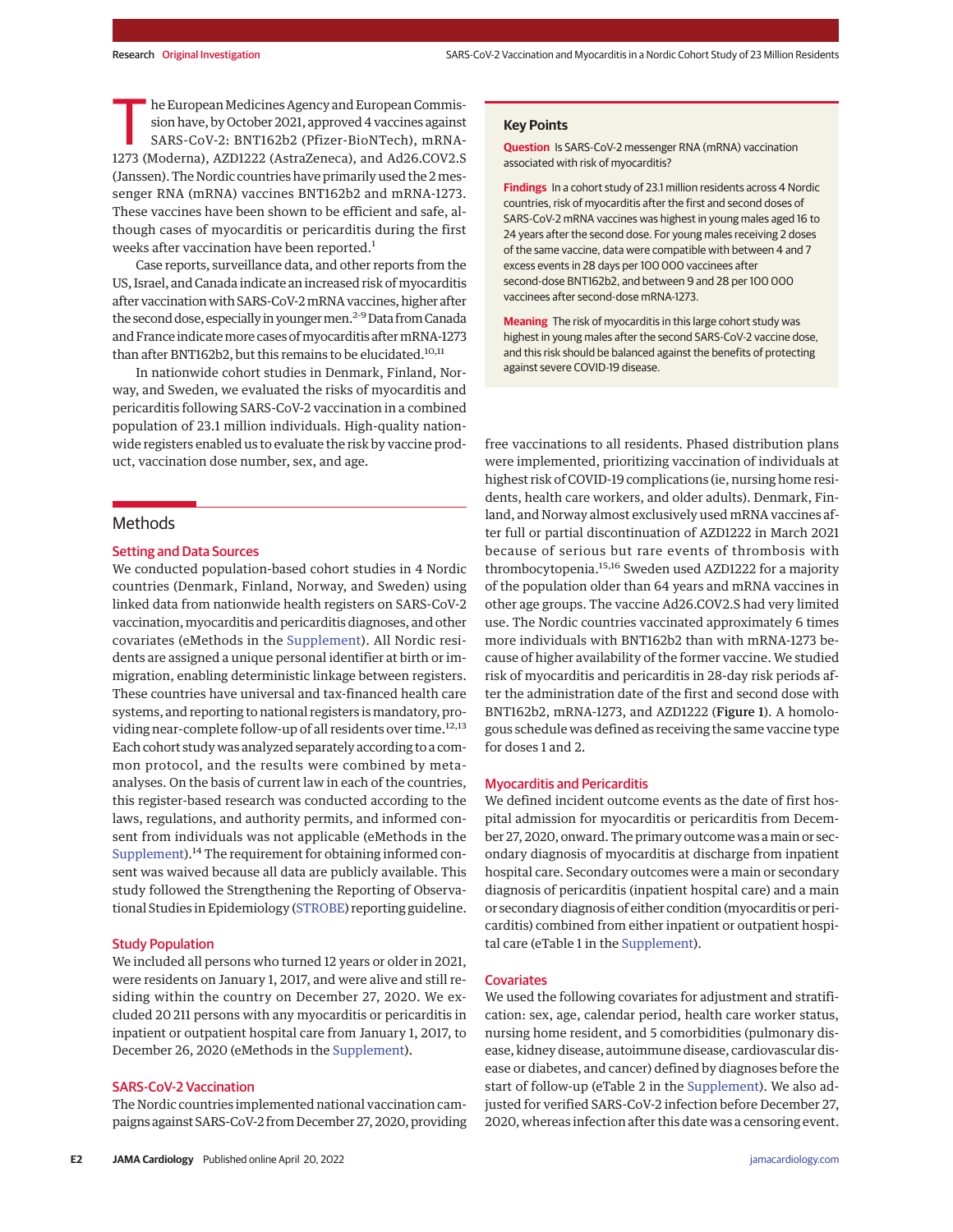The European Medicines Agency and European Commission have, by October 2021, approved 4 vaccines against SARS-CoV-2: BNT162b2 (Pfizer-BioNTech), mRNA-1273 (Moderna), AZD1222 (AstraZeneca), and Ad26.COV2.S (Janssen). The Nordic countries have primarily used the 2 messenger RNA (mRNA) vaccines BNT162b2 and mRNA-1273. These vaccines have been shown to be efficient and safe, although cases of myocarditis or pericarditis during the first weeks after vaccination have been reported.[1]

Case reports, surveillance data, and other reports from the US, Israel, and Canada indicate an increased risk of myocarditis after vaccination with SARS-CoV-2 mRNA vaccines, higher after the second dose, especially in younger men.[2-9] Data from Canada and France indicate more cases of myocarditis after mRNA-1273 than after BNT162b2, but this remains to be elucidated.[10,11]

In nationwide cohort studies in Denmark, Finland, Norway, and Sweden, we evaluated the risks of myocarditis and pericarditis following SARS-CoV-2 vaccination in a combined population of 23.1 million individuals. High-quality nationwide registers enabled us to evaluate the risk by vaccine product, vaccination dose number, sex, and age.

## Key Points

**Question** Is SARS-CoV-2 messenger RNA (mRNA) vaccination associated with risk of myocarditis?

**Findings** In a cohort study of 23.1 million residents across 4 Nordic countries, risk of myocarditis after the first and second doses of SARS-CoV-2 mRNA vaccines was highest in young males aged 16 to 24 years after the second dose. For young males receiving 2 doses of the same vaccine, data were compatible with between 4 and 7 excess events in 28 days per 100 000 vaccinees after second-dose BNT162b2, and between 9 and 28 per 100 000 vaccinees after second-dose mRNA-1273.

**Meaning** The risk of myocarditis in this large cohort study was highest in young males after the second SARS-CoV-2 vaccine dose, and this risk should be balanced against the benefits of protecting against severe COVID-19 disease.

## Methods

### Setting and Data Sources

We conducted population-based cohort studies in 4 Nordic countries (Denmark, Finland, Norway, and Sweden) using linked data from nationwide health registers on SARS-CoV-2 vaccination, myocarditis and pericarditis diagnoses, and other covariates (eMethods in the Supplement). All Nordic residents are assigned a unique personal identifier at birth or immigration, enabling deterministic linkage between registers. These countries have universal and tax-financed health care systems, and reporting to national registers is mandatory, providing near-complete follow-up of all residents over time.[12,13] Each cohort study was analyzed separately according to a common protocol, and the results were combined by meta-analyses. On the basis of current law in each of the countries, this register-based research was conducted according to the laws, regulations, and authority permits, and informed consent from individuals was not applicable (eMethods in the Supplement).[14] The requirement for obtaining informed consent was waived because all data are publicly available. This study followed the Strengthening the Reporting of Observational Studies in Epidemiology (STROBE) reporting guideline.

### Study Population

We included all persons who turned 12 years or older in 2021, were residents on January 1, 2017, and were alive and still residing within the country on December 27, 2020. We excluded 20 211 persons with any myocarditis or pericarditis in inpatient or outpatient hospital care from January 1, 2017, to December 26, 2020 (eMethods in the Supplement).

### SARS-CoV-2 Vaccination

The Nordic countries implemented national vaccination campaigns against SARS-CoV-2 from December 27, 2020, providing free vaccinations to all residents. Phased distribution plans were implemented, prioritizing vaccination of individuals at highest risk of COVID-19 complications (ie, nursing home residents, health care workers, and older adults). Denmark, Finland, and Norway almost exclusively used mRNA vaccines after full or partial discontinuation of AZD1222 in March 2021 because of serious but rare events of thrombosis with thrombocytopenia.[15,16] Sweden used AZD1222 for a majority of the population older than 64 years and mRNA vaccines in other age groups. The vaccine Ad26.COV2.S had very limited use. The Nordic countries vaccinated approximately 6 times more individuals with BNT162b2 than with mRNA-1273 because of higher availability of the former vaccine. We studied risk of myocarditis and pericarditis in 28-day risk periods after the administration date of the first and second dose with BNT162b2, mRNA-1273, and AZD1222 (**Figure 1**). A homologous schedule was defined as receiving the same vaccine type for doses 1 and 2.

### Myocarditis and Pericarditis

We defined incident outcome events as the date of first hospital admission for myocarditis or pericarditis from December 27, 2020, onward. The primary outcome was a main or secondary diagnosis of myocarditis at discharge from inpatient hospital care. Secondary outcomes were a main or secondary diagnosis of pericarditis (inpatient hospital care) and a main or secondary diagnosis of either condition (myocarditis or pericarditis) combined from either inpatient or outpatient hospital care (eTable 1 in the Supplement).

### Covariates

We used the following covariates for adjustment and stratification: sex, age, calendar period, health care worker status, nursing home resident, and 5 comorbidities (pulmonary disease, kidney disease, autoimmune disease, cardiovascular disease or diabetes, and cancer) defined by diagnoses before the start of follow-up (eTable 2 in the Supplement). We also adjusted for verified SARS-CoV-2 infection before December 27, 2020, whereas infection after this date was a censoring event.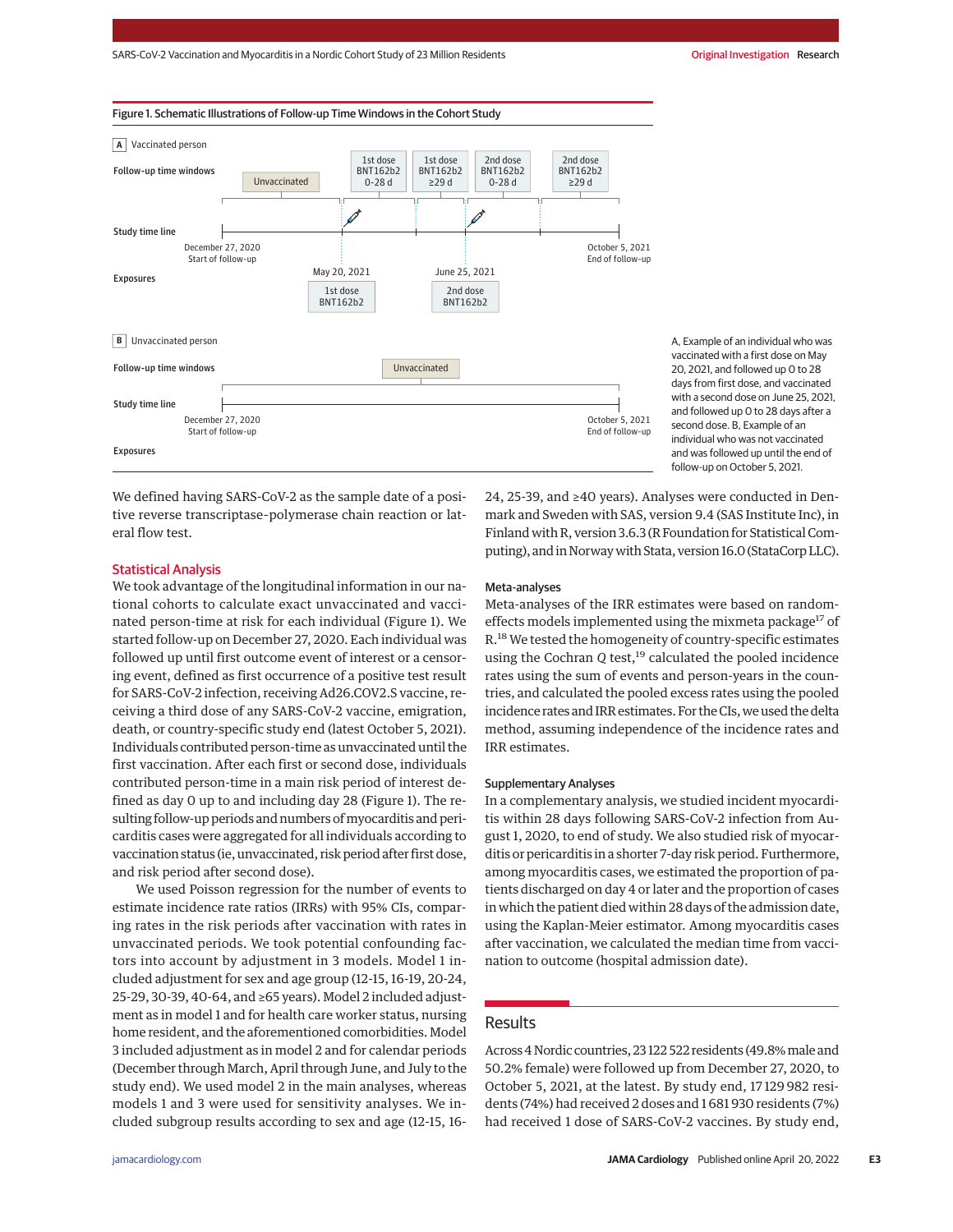Figure 1. Schematic Illustrations of Follow-up Time Windows in the Cohort Study

A Vaccinated person

Follow-up time windows: Unvaccinated | 1st dose BNT162b2 0-28 d | 1st dose BNT162b2 ≥29 d | 2nd dose BNT162b2 0-28 d | 2nd dose BNT162b2 ≥29 d

Study time line: December 27, 2020 Start of follow-up — October 5, 2021 End of follow-up

Exposures: May 20, 2021 1st dose BNT162b2; June 25, 2021 2nd dose BNT162b2

B Unvaccinated person

Follow-up time windows: Unvaccinated

Study time line: December 27, 2020 Start of follow-up — October 5, 2021 End of follow-up

Exposures

A, Example of an individual who was vaccinated with a first dose on May 20, 2021, and followed up 0 to 28 days from first dose, and vaccinated with a second dose on June 25, 2021, and followed up 0 to 28 days after a second dose. B, Example of an individual who was not vaccinated and was followed up until the end of follow-up on October 5, 2021.

We defined having SARS-CoV-2 as the sample date of a positive reverse transcriptase-polymerase chain reaction or lateral flow test.

## Statistical Analysis

We took advantage of the longitudinal information in our national cohorts to calculate exact unvaccinated and vaccinated person-time at risk for each individual (Figure 1). We started follow-up on December 27, 2020. Each individual was followed up until first outcome event of interest or a censoring event, defined as first occurrence of a positive test result for SARS-CoV-2 infection, receiving Ad26.COV2.S vaccine, receiving a third dose of any SARS-CoV-2 vaccine, emigration, death, or country-specific study end (latest October 5, 2021). Individuals contributed person-time as unvaccinated until the first vaccination. After each first or second dose, individuals contributed person-time in a main risk period of interest defined as day 0 up to and including day 28 (Figure 1). The resulting follow-up periods and numbers of myocarditis and pericarditis cases were aggregated for all individuals according to vaccination status (ie, unvaccinated, risk period after first dose, and risk period after second dose).

We used Poisson regression for the number of events to estimate incidence rate ratios (IRRs) with 95% CIs, comparing rates in the risk periods after vaccination with rates in unvaccinated periods. We took potential confounding factors into account by adjustment in 3 models. Model 1 included adjustment for sex and age group (12-15, 16-19, 20-24, 25-29, 30-39, 40-64, and ≥65 years). Model 2 included adjustment as in model 1 and for health care worker status, nursing home resident, and the aforementioned comorbidities. Model 3 included adjustment as in model 2 and for calendar periods (December through March, April through June, and July to the study end). We used model 2 in the main analyses, whereas models 1 and 3 were used for sensitivity analyses. We included subgroup results according to sex and age (12-15, 16-24, 25-39, and ≥40 years). Analyses were conducted in Denmark and Sweden with SAS, version 9.4 (SAS Institute Inc), in Finland with R, version 3.6.3 (R Foundation for Statistical Computing), and in Norway with Stata, version 16.0 (StataCorp LLC).

### Meta-analyses

Meta-analyses of the IRR estimates were based on random-effects models implemented using the mixmeta package[17] of R.[18] We tested the homogeneity of country-specific estimates using the Cochran *Q* test,[19] calculated the pooled incidence rates using the sum of events and person-years in the countries, and calculated the pooled excess rates using the pooled incidence rates and IRR estimates. For the CIs, we used the delta method, assuming independence of the incidence rates and IRR estimates.

### Supplementary Analyses

In a complementary analysis, we studied incident myocarditis within 28 days following SARS-CoV-2 infection from August 1, 2020, to end of study. We also studied risk of myocarditis or pericarditis in a shorter 7-day risk period. Furthermore, among myocarditis cases, we estimated the proportion of patients discharged on day 4 or later and the proportion of cases in which the patient died within 28 days of the admission date, using the Kaplan-Meier estimator. Among myocarditis cases after vaccination, we calculated the median time from vaccination to outcome (hospital admission date).

## Results

Across 4 Nordic countries, 23 122 522 residents (49.8% male and 50.2% female) were followed up from December 27, 2020, to October 5, 2021, at the latest. By study end, 17 129 982 residents (74%) had received 2 doses and 1 681 930 residents (7%) had received 1 dose of SARS-CoV-2 vaccines. By study end,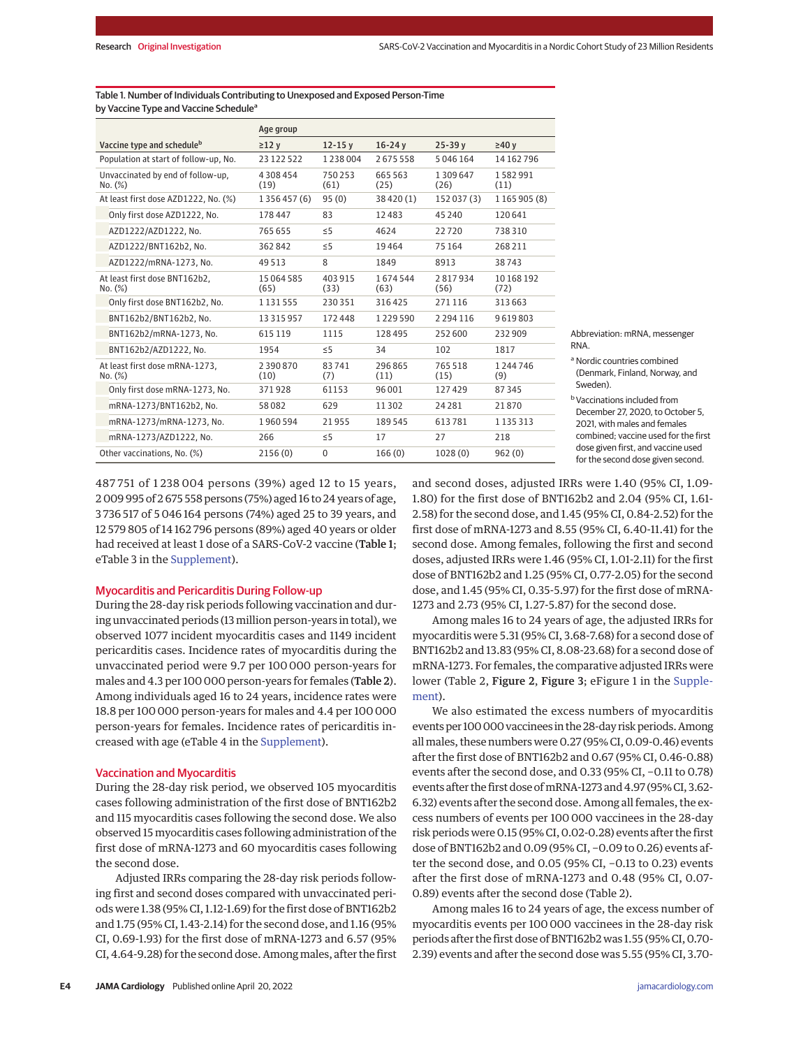Table 1. Number of Individuals Contributing to Unexposed and Exposed Person-Time by Vaccine Type and Vaccine Schedule[a]

| Vaccine type and schedule[b] | Age group ≥12 y | 12-15 y | 16-24 y | 25-39 y | ≥40 y |
|---|---|---|---|---|---|
| Population at start of follow-up, No. | 23 122 522 | 1 238 004 | 2 675 558 | 5 046 164 | 14 162 796 |
| Unvaccinated by end of follow-up, No. (%) | 4 308 454 (19) | 750 253 (61) | 665 563 (25) | 1 309 647 (26) | 1 582 991 (11) |
| At least first dose AZD1222, No. (%) | 1 356 457 (6) | 95 (0) | 38 420 (1) | 152 037 (3) | 1 165 905 (8) |
| Only first dose AZD1222, No. | 178 447 | 83 | 12 483 | 45 240 | 120 641 |
| AZD1222/AZD1222, No. | 765 655 | ≤5 | 4624 | 22 720 | 738 310 |
| AZD1222/BNT162b2, No. | 362 842 | ≤5 | 19 464 | 75 164 | 268 211 |
| AZD1222/mRNA-1273, No. | 49 513 | 8 | 1849 | 8913 | 38 743 |
| At least first dose BNT162b2, No. (%) | 15 064 585 (65) | 403 915 (33) | 1 674 544 (63) | 2 817 934 (56) | 10 168 192 (72) |
| Only first dose BNT162b2, No. | 1 131 555 | 230 351 | 316 425 | 271 116 | 313 663 |
| BNT162b2/BNT162b2, No. | 13 315 957 | 172 448 | 1 229 590 | 2 294 116 | 9 619 803 |
| BNT162b2/mRNA-1273, No. | 615 119 | 1115 | 128 495 | 252 600 | 232 909 |
| BNT162b2/AZD1222, No. | 1954 | ≤5 | 34 | 102 | 1817 |
| At least first dose mRNA-1273, No. (%) | 2 390 870 (10) | 83 741 (7) | 296 865 (11) | 765 518 (15) | 1 244 746 (9) |
| Only first dose mRNA-1273, No. | 371 928 | 61153 | 96 001 | 127 429 | 87 345 |
| mRNA-1273/BNT162b2, No. | 58 082 | 629 | 11 302 | 24 281 | 21 870 |
| mRNA-1273/mRNA-1273, No. | 1 960 594 | 21 955 | 189 545 | 613 781 | 1 135 313 |
| mRNA-1273/AZD1222, No. | 266 | ≤5 | 17 | 27 | 218 |
| Other vaccinations, No. (%) | 2156 (0) | 0 | 166 (0) | 1028 (0) | 962 (0) |

Abbreviation: mRNA, messenger RNA.

[a] Nordic countries combined (Denmark, Finland, Norway, and Sweden).

[b] Vaccinations included from December 27, 2020, to October 5, 2021, with males and females combined; vaccine used for the first dose given first, and vaccine used for the second dose given second.

487 751 of 1 238 004 persons (39%) aged 12 to 15 years, 2 009 995 of 2 675 558 persons (75%) aged 16 to 24 years of age, 3 736 517 of 5 046 164 persons (74%) aged 25 to 39 years, and 12 579 805 of 14 162 796 persons (89%) aged 40 years or older had received at least 1 dose of a SARS-CoV-2 vaccine (**Table 1**; eTable 3 in the Supplement).

## Myocarditis and Pericarditis During Follow-up

During the 28-day risk periods following vaccination and during unvaccinated periods (13 million person-years in total), we observed 1077 incident myocarditis cases and 1149 incident pericarditis cases. Incidence rates of myocarditis during the unvaccinated period were 9.7 per 100 000 person-years for males and 4.3 per 100 000 person-years for females (**Table 2**). Among individuals aged 16 to 24 years, incidence rates were 18.8 per 100 000 person-years for males and 4.4 per 100 000 person-years for females. Incidence rates of pericarditis increased with age (eTable 4 in the Supplement).

## Vaccination and Myocarditis

During the 28-day risk period, we observed 105 myocarditis cases following administration of the first dose of BNT162b2 and 115 myocarditis cases following the second dose. We also observed 15 myocarditis cases following administration of the first dose of mRNA-1273 and 60 myocarditis cases following the second dose.

Adjusted IRRs comparing the 28-day risk periods following first and second doses compared with unvaccinated periods were 1.38 (95% CI, 1.12-1.69) for the first dose of BNT162b2 and 1.75 (95% CI, 1.43-2.14) for the second dose, and 1.16 (95% CI, 0.69-1.93) for the first dose of mRNA-1273 and 6.57 (95% CI, 4.64-9.28) for the second dose. Among males, after the first and second doses, adjusted IRRs were 1.40 (95% CI, 1.09-1.80) for the first dose of BNT162b2 and 2.04 (95% CI, 1.61-2.58) for the second dose, and 1.45 (95% CI, 0.84-2.52) for the first dose of mRNA-1273 and 8.55 (95% CI, 6.40-11.41) for the second dose. Among females, following the first and second doses, adjusted IRRs were 1.46 (95% CI, 1.01-2.11) for the first dose of BNT162b2 and 1.25 (95% CI, 0.77-2.05) for the second dose, and 1.45 (95% CI, 0.35-5.97) for the first dose of mRNA-1273 and 2.73 (95% CI, 1.27-5.87) for the second dose.

Among males 16 to 24 years of age, the adjusted IRRs for myocarditis were 5.31 (95% CI, 3.68-7.68) for a second dose of BNT162b2 and 13.83 (95% CI, 8.08-23.68) for a second dose of mRNA-1273. For females, the comparative adjusted IRRs were lower (Table 2, **Figure 2**, **Figure 3**; eFigure 1 in the Supplement).

We also estimated the excess numbers of myocarditis events per 100 000 vaccinees in the 28-day risk periods. Among all males, these numbers were 0.27 (95% CI, 0.09-0.46) events after the first dose of BNT162b2 and 0.67 (95% CI, 0.46-0.88) events after the second dose, and 0.33 (95% CI, −0.11 to 0.78) events after the first dose of mRNA-1273 and 4.97 (95% CI, 3.62-6.32) events after the second dose. Among all females, the excess numbers of events per 100 000 vaccinees in the 28-day risk periods were 0.15 (95% CI, 0.02-0.28) events after the first dose of BNT162b2 and 0.09 (95% CI, −0.09 to 0.26) events after the second dose, and 0.05 (95% CI, −0.13 to 0.23) events after the first dose of mRNA-1273 and 0.48 (95% CI, 0.07-0.89) events after the second dose (Table 2).

Among males 16 to 24 years of age, the excess number of myocarditis events per 100 000 vaccinees in the 28-day risk periods after the first dose of BNT162b2 was 1.55 (95% CI, 0.70-2.39) events and after the second dose was 5.55 (95% CI, 3.70-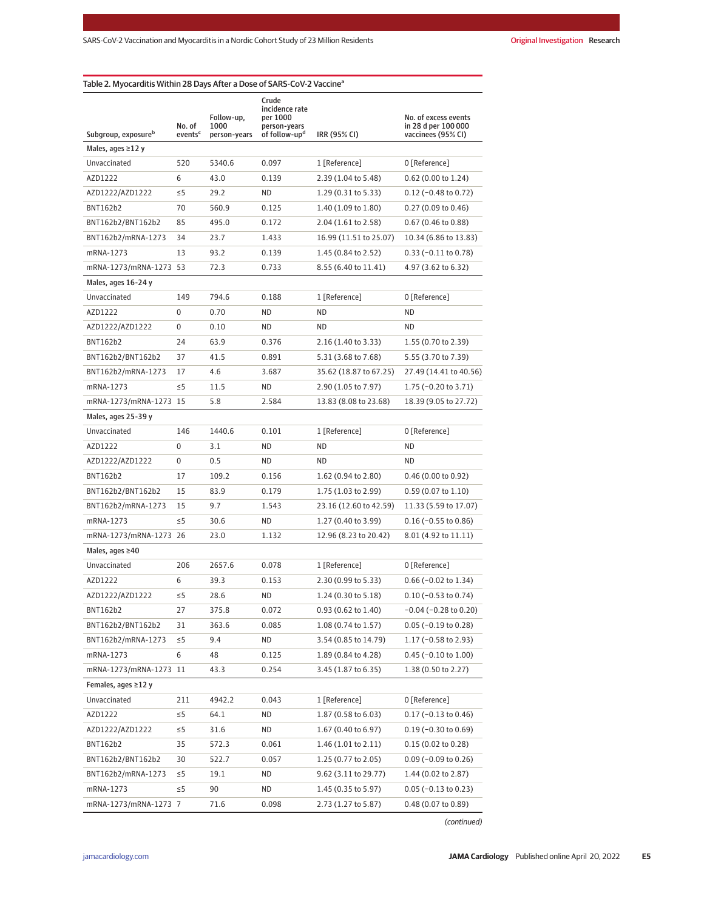Table 2. Myocarditis Within 28 Days After a Dose of SARS-CoV-2 Vaccine[a]

| Subgroup, exposure[b] | No. of events[c] | Follow-up, 1000 person-years | Crude incidence rate per 1000 person-years of follow-up[d] | IRR (95% CI) | No. of excess events in 28 d per 100 000 vaccinees (95% CI) |
|---|---|---|---|---|---|
| **Males, ages ≥12 y** | | | | | |
| Unvaccinated | 520 | 5340.6 | 0.097 | 1 [Reference] | 0 [Reference] |
| AZD1222 | 6 | 43.0 | 0.139 | 2.39 (1.04 to 5.48) | 0.62 (0.00 to 1.24) |
| AZD1222/AZD1222 | ≤5 | 29.2 | ND | 1.29 (0.31 to 5.33) | 0.12 (−0.48 to 0.72) |
| BNT162b2 | 70 | 560.9 | 0.125 | 1.40 (1.09 to 1.80) | 0.27 (0.09 to 0.46) |
| BNT162b2/BNT162b2 | 85 | 495.0 | 0.172 | 2.04 (1.61 to 2.58) | 0.67 (0.46 to 0.88) |
| BNT162b2/mRNA-1273 | 34 | 23.7 | 1.433 | 16.99 (11.51 to 25.07) | 10.34 (6.86 to 13.83) |
| mRNA-1273 | 13 | 93.2 | 0.139 | 1.45 (0.84 to 2.52) | 0.33 (−0.11 to 0.78) |
| mRNA-1273/mRNA-1273 | 53 | 72.3 | 0.733 | 8.55 (6.40 to 11.41) | 4.97 (3.62 to 6.32) |
| **Males, ages 16-24 y** | | | | | |
| Unvaccinated | 149 | 794.6 | 0.188 | 1 [Reference] | 0 [Reference] |
| AZD1222 | 0 | 0.70 | ND | ND | ND |
| AZD1222/AZD1222 | 0 | 0.10 | ND | ND | ND |
| BNT162b2 | 24 | 63.9 | 0.376 | 2.16 (1.40 to 3.33) | 1.55 (0.70 to 2.39) |
| BNT162b2/BNT162b2 | 37 | 41.5 | 0.891 | 5.31 (3.68 to 7.68) | 5.55 (3.70 to 7.39) |
| BNT162b2/mRNA-1273 | 17 | 4.6 | 3.687 | 35.62 (18.87 to 67.25) | 27.49 (14.41 to 40.56) |
| mRNA-1273 | ≤5 | 11.5 | ND | 2.90 (1.05 to 7.97) | 1.75 (−0.20 to 3.71) |
| mRNA-1273/mRNA-1273 | 15 | 5.8 | 2.584 | 13.83 (8.08 to 23.68) | 18.39 (9.05 to 27.72) |
| **Males, ages 25-39 y** | | | | | |
| Unvaccinated | 146 | 1440.6 | 0.101 | 1 [Reference] | 0 [Reference] |
| AZD1222 | 0 | 3.1 | ND | ND | ND |
| AZD1222/AZD1222 | 0 | 0.5 | ND | ND | ND |
| BNT162b2 | 17 | 109.2 | 0.156 | 1.62 (0.94 to 2.80) | 0.46 (0.00 to 0.92) |
| BNT162b2/BNT162b2 | 15 | 83.9 | 0.179 | 1.75 (1.03 to 2.99) | 0.59 (0.07 to 1.10) |
| BNT162b2/mRNA-1273 | 15 | 9.7 | 1.543 | 23.16 (12.60 to 42.59) | 11.33 (5.59 to 17.07) |
| mRNA-1273 | ≤5 | 30.6 | ND | 1.27 (0.40 to 3.99) | 0.16 (−0.55 to 0.86) |
| mRNA-1273/mRNA-1273 | 26 | 23.0 | 1.132 | 12.96 (8.23 to 20.42) | 8.01 (4.92 to 11.11) |
| **Males, ages ≥40** | | | | | |
| Unvaccinated | 206 | 2657.6 | 0.078 | 1 [Reference] | 0 [Reference] |
| AZD1222 | 6 | 39.3 | 0.153 | 2.30 (0.99 to 5.33) | 0.66 (−0.02 to 1.34) |
| AZD1222/AZD1222 | ≤5 | 28.6 | ND | 1.24 (0.30 to 5.18) | 0.10 (−0.53 to 0.74) |
| BNT162b2 | 27 | 375.8 | 0.072 | 0.93 (0.62 to 1.40) | −0.04 (−0.28 to 0.20) |
| BNT162b2/BNT162b2 | 31 | 363.6 | 0.085 | 1.08 (0.74 to 1.57) | 0.05 (−0.19 to 0.28) |
| BNT162b2/mRNA-1273 | ≤5 | 9.4 | ND | 3.54 (0.85 to 14.79) | 1.17 (−0.58 to 2.93) |
| mRNA-1273 | 6 | 48 | 0.125 | 1.89 (0.84 to 4.28) | 0.45 (−0.10 to 1.00) |
| mRNA-1273/mRNA-1273 | 11 | 43.3 | 0.254 | 3.45 (1.87 to 6.35) | 1.38 (0.50 to 2.27) |
| **Females, ages ≥12 y** | | | | | |
| Unvaccinated | 211 | 4942.2 | 0.043 | 1 [Reference] | 0 [Reference] |
| AZD1222 | ≤5 | 64.1 | ND | 1.87 (0.58 to 6.03) | 0.17 (−0.13 to 0.46) |
| AZD1222/AZD1222 | ≤5 | 31.6 | ND | 1.67 (0.40 to 6.97) | 0.19 (−0.30 to 0.69) |
| BNT162b2 | 35 | 572.3 | 0.061 | 1.46 (1.01 to 2.11) | 0.15 (0.02 to 0.28) |
| BNT162b2/BNT162b2 | 30 | 522.7 | 0.057 | 1.25 (0.77 to 2.05) | 0.09 (−0.09 to 0.26) |
| BNT162b2/mRNA-1273 | ≤5 | 19.1 | ND | 9.62 (3.11 to 29.77) | 1.44 (0.02 to 2.87) |
| mRNA-1273 | ≤5 | 90 | ND | 1.45 (0.35 to 5.97) | 0.05 (−0.13 to 0.23) |
| mRNA-1273/mRNA-1273 | 7 | 71.6 | 0.098 | 2.73 (1.27 to 5.87) | 0.48 (0.07 to 0.89) |

*(continued)*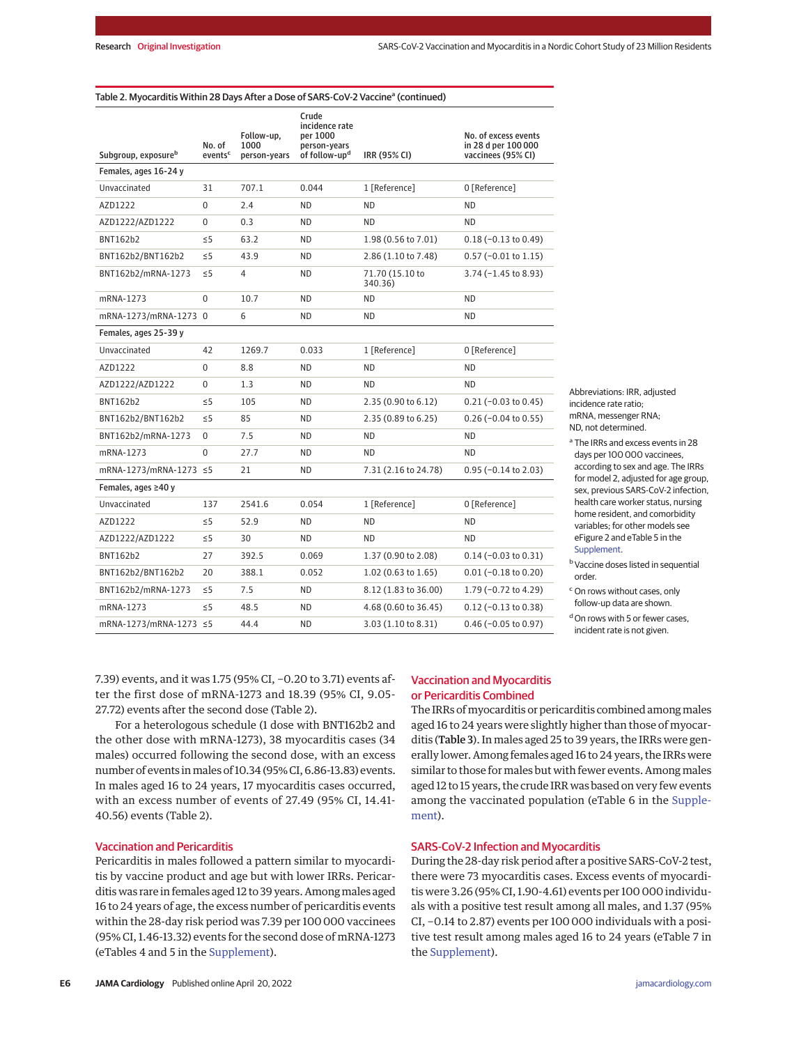Table 2. Myocarditis Within 28 Days After a Dose of SARS-CoV-2 Vaccine[a] (continued)

| Subgroup, exposure[b] | No. of events[c] | Follow-up, 1000 person-years | Crude incidence rate per 1000 person-years of follow-up[d] | IRR (95% CI) | No. of excess events in 28 d per 100 000 vaccinees (95% CI) |
|---|---|---|---|---|---|
| **Females, ages 16-24 y** | | | | | |
| Unvaccinated | 31 | 707.1 | 0.044 | 1 [Reference] | 0 [Reference] |
| AZD1222 | 0 | 2.4 | ND | ND | ND |
| AZD1222/AZD1222 | 0 | 0.3 | ND | ND | ND |
| BNT162b2 | ≤5 | 63.2 | ND | 1.98 (0.56 to 7.01) | 0.18 (−0.13 to 0.49) |
| BNT162b2/BNT162b2 | ≤5 | 43.9 | ND | 2.86 (1.10 to 7.48) | 0.57 (−0.01 to 1.15) |
| BNT162b2/mRNA-1273 | ≤5 | 4 | ND | 71.70 (15.10 to 340.36) | 3.74 (−1.45 to 8.93) |
| mRNA-1273 | 0 | 10.7 | ND | ND | ND |
| mRNA-1273/mRNA-1273 | 0 | 6 | ND | ND | ND |
| **Females, ages 25-39 y** | | | | | |
| Unvaccinated | 42 | 1269.7 | 0.033 | 1 [Reference] | 0 [Reference] |
| AZD1222 | 0 | 8.8 | ND | ND | ND |
| AZD1222/AZD1222 | 0 | 1.3 | ND | ND | ND |
| BNT162b2 | ≤5 | 105 | ND | 2.35 (0.90 to 6.12) | 0.21 (−0.03 to 0.45) |
| BNT162b2/BNT162b2 | ≤5 | 85 | ND | 2.35 (0.89 to 6.25) | 0.26 (−0.04 to 0.55) |
| BNT162b2/mRNA-1273 | 0 | 7.5 | ND | ND | ND |
| mRNA-1273 | 0 | 27.7 | ND | ND | ND |
| mRNA-1273/mRNA-1273 | ≤5 | 21 | ND | 7.31 (2.16 to 24.78) | 0.95 (−0.14 to 2.03) |
| **Females, ages ≥40 y** | | | | | |
| Unvaccinated | 137 | 2541.6 | 0.054 | 1 [Reference] | 0 [Reference] |
| AZD1222 | ≤5 | 52.9 | ND | ND | ND |
| AZD1222/AZD1222 | ≤5 | 30 | ND | ND | ND |
| BNT162b2 | 27 | 392.5 | 0.069 | 1.37 (0.90 to 2.08) | 0.14 (−0.03 to 0.31) |
| BNT162b2/BNT162b2 | 20 | 388.1 | 0.052 | 1.02 (0.63 to 1.65) | 0.01 (−0.18 to 0.20) |
| BNT162b2/mRNA-1273 | ≤5 | 7.5 | ND | 8.12 (1.83 to 36.00) | 1.79 (−0.72 to 4.29) |
| mRNA-1273 | ≤5 | 48.5 | ND | 4.68 (0.60 to 36.45) | 0.12 (−0.13 to 0.38) |
| mRNA-1273/mRNA-1273 | ≤5 | 44.4 | ND | 3.03 (1.10 to 8.31) | 0.46 (−0.05 to 0.97) |

Abbreviations: IRR, adjusted incidence rate ratio; mRNA, messenger RNA; ND, not determined.

[a] The IRRs and excess events in 28 days per 100 000 vaccinees, according to sex and age. The IRRs for model 2, adjusted for age group, sex, previous SARS-CoV-2 infection, health care worker status, nursing home resident, and comorbidity variables; for other models see eFigure 2 and eTable 5 in the Supplement.

[b] Vaccine doses listed in sequential order.

[c] On rows without cases, only follow-up data are shown.

[d] On rows with 5 or fewer cases, incident rate is not given.

7.39) events, and it was 1.75 (95% CI, −0.20 to 3.71) events after the first dose of mRNA-1273 and 18.39 (95% CI, 9.05-27.72) events after the second dose (Table 2).

For a heterologous schedule (1 dose with BNT162b2 and the other dose with mRNA-1273), 38 myocarditis cases (34 males) occurred following the second dose, with an excess number of events in males of 10.34 (95% CI, 6.86-13.83) events. In males aged 16 to 24 years, 17 myocarditis cases occurred, with an excess number of events of 27.49 (95% CI, 14.41-40.56) events (Table 2).

## Vaccination and Pericarditis

Pericarditis in males followed a pattern similar to myocarditis by vaccine product and age but with lower IRRs. Pericarditis was rare in females aged 12 to 39 years. Among males aged 16 to 24 years of age, the excess number of pericarditis events within the 28-day risk period was 7.39 per 100 000 vaccinees (95% CI, 1.46-13.32) events for the second dose of mRNA-1273 (eTables 4 and 5 in the Supplement).

## Vaccination and Myocarditis or Pericarditis Combined

The IRRs of myocarditis or pericarditis combined among males aged 16 to 24 years were slightly higher than those of myocarditis (**Table 3**). In males aged 25 to 39 years, the IRRs were generally lower. Among females aged 16 to 24 years, the IRRs were similar to those for males but with fewer events. Among males aged 12 to 15 years, the crude IRR was based on very few events among the vaccinated population (eTable 6 in the Supplement).

## SARS-CoV-2 Infection and Myocarditis

During the 28-day risk period after a positive SARS-CoV-2 test, there were 73 myocarditis cases. Excess events of myocarditis were 3.26 (95% CI, 1.90-4.61) events per 100 000 individuals with a positive test result among all males, and 1.37 (95% CI, −0.14 to 2.87) events per 100 000 individuals with a positive test result among males aged 16 to 24 years (eTable 7 in the Supplement).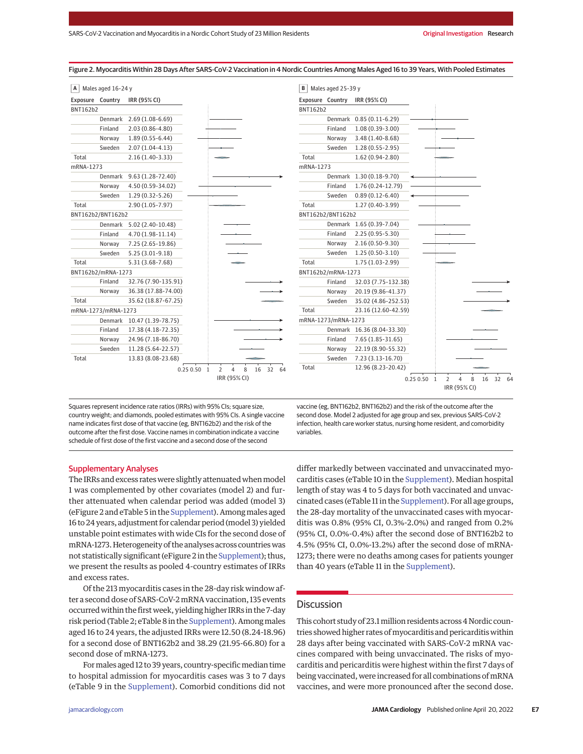Figure 2. Myocarditis Within 28 Days After SARS-CoV-2 Vaccination in 4 Nordic Countries Among Males Aged 16 to 39 Years, With Pooled Estimates

**A** Males aged 16-24 y

| Exposure | Country | IRR (95% CI) |
|---|---|---|
| BNT162b2 | | |
| | Denmark | 2.69 (1.08-6.69) |
| | Finland | 2.03 (0.86-4.80) |
| | Norway | 1.89 (0.55-6.44) |
| | Sweden | 2.07 (1.04-4.13) |
| Total | | 2.16 (1.40-3.33) |
| mRNA-1273 | | |
| | Denmark | 9.63 (1.28-72.40) |
| | Norway | 4.50 (0.59-34.02) |
| | Sweden | 1.29 (0.32-5.26) |
| Total | | 2.90 (1.05-7.97) |
| BNT162b2/BNT162b2 | | |
| | Denmark | 5.02 (2.40-10.48) |
| | Finland | 4.70 (1.98-11.14) |
| | Norway | 7.25 (2.65-19.86) |
| | Sweden | 5.25 (3.01-9.18) |
| Total | | 5.31 (3.68-7.68) |
| BNT162b2/mRNA-1273 | | |
| | Finland | 32.76 (7.90-135.91) |
| | Norway | 36.38 (17.88-74.00) |
| Total | | 35.62 (18.87-67.25) |
| mRNA-1273/mRNA-1273 | | |
| | Denmark | 10.47 (1.39-78.75) |
| | Finland | 17.38 (4.18-72.35) |
| | Norway | 24.96 (7.18-86.70) |
| | Sweden | 11.28 (5.64-22.57) |
| Total | | 13.83 (8.08-23.68) |

**B** Males aged 25-39 y

| Exposure | Country | IRR (95% CI) |
|---|---|---|
| BNT162b2 | | |
| | Denmark | 0.85 (0.11-6.29) |
| | Finland | 1.08 (0.39-3.00) |
| | Norway | 3.48 (1.40-8.68) |
| | Sweden | 1.28 (0.55-2.95) |
| Total | | 1.62 (0.94-2.80) |
| mRNA-1273 | | |
| | Denmark | 1.30 (0.18-9.70) |
| | Finland | 1.76 (0.24-12.79) |
| | Sweden | 0.89 (0.12-6.40) |
| Total | | 1.27 (0.40-3.99) |
| BNT162b2/BNT162b2 | | |
| | Denmark | 1.65 (0.39-7.04) |
| | Finland | 2.25 (0.95-5.30) |
| | Norway | 2.16 (0.50-9.30) |
| | Sweden | 1.25 (0.50-3.10) |
| Total | | 1.75 (1.03-2.99) |
| BNT162b2/mRNA-1273 | | |
| | Finland | 32.03 (7.75-132.38) |
| | Norway | 20.19 (9.86-41.37) |
| | Sweden | 35.02 (4.86-252.53) |
| Total | | 23.16 (12.60-42.59) |
| mRNA-1273/mRNA-1273 | | |
| | Denmark | 16.36 (8.04-33.30) |
| | Finland | 7.65 (1.85-31.65) |
| | Norway | 22.19 (8.90-55.32) |
| | Sweden | 7.23 (3.13-16.70) |
| Total | | 12.96 (8.23-20.42) |

Squares represent incidence rate ratios (IRRs) with 95% CIs; square size, country weight; and diamonds, pooled estimates with 95% CIs. A single vaccine name indicates first dose of that vaccine (eg, BNT162b2) and the risk of the outcome after the first dose. Vaccine names in combination indicate a vaccine schedule of first dose of the first vaccine and a second dose of the second vaccine (eg, BNT162b2, BNT162b2) and the risk of the outcome after the second dose. Model 2 adjusted for age group and sex, previous SARS-CoV-2 infection, health care worker status, nursing home resident, and comorbidity variables.

## Supplementary Analyses

The IRRs and excess rates were slightly attenuated when model 1 was complemented by other covariates (model 2) and further attenuated when calendar period was added (model 3) (eFigure 2 and eTable 5 in the Supplement). Among males aged 16 to 24 years, adjustment for calendar period (model 3) yielded unstable point estimates with wide CIs for the second dose of mRNA-1273. Heterogeneity of the analyses across countries was not statistically significant (eFigure 2 in the Supplement); thus, we present the results as pooled 4-country estimates of IRRs and excess rates.

Of the 213 myocarditis cases in the 28-day risk window after a second dose of SARS-CoV-2 mRNA vaccination, 135 events occurred within the first week, yielding higher IRRs in the 7-day risk period (Table 2; eTable 8 in the Supplement). Among males aged 16 to 24 years, the adjusted IRRs were 12.50 (8.24-18.96) for a second dose of BNT162b2 and 38.29 (21.95-66.80) for a second dose of mRNA-1273.

For males aged 12 to 39 years, country-specific median time to hospital admission for myocarditis cases was 3 to 7 days (eTable 9 in the Supplement). Comorbid conditions did not differ markedly between vaccinated and unvaccinated myocarditis cases (eTable 10 in the Supplement). Median hospital length of stay was 4 to 5 days for both vaccinated and unvaccinated cases (eTable 11 in the Supplement). For all age groups, the 28-day mortality of the unvaccinated cases with myocarditis was 0.8% (95% CI, 0.3%-2.0%) and ranged from 0.2% (95% CI, 0.0%-0.4%) after the second dose of BNT162b2 to 4.5% (95% CI, 0.0%-13.2%) after the second dose of mRNA-1273; there were no deaths among cases for patients younger than 40 years (eTable 11 in the Supplement).

## Discussion

This cohort study of 23.1 million residents across 4 Nordic countries showed higher rates of myocarditis and pericarditis within 28 days after being vaccinated with SARS-CoV-2 mRNA vaccines compared with being unvaccinated. The risks of myocarditis and pericarditis were highest within the first 7 days of being vaccinated, were increased for all combinations of mRNA vaccines, and were more pronounced after the second dose.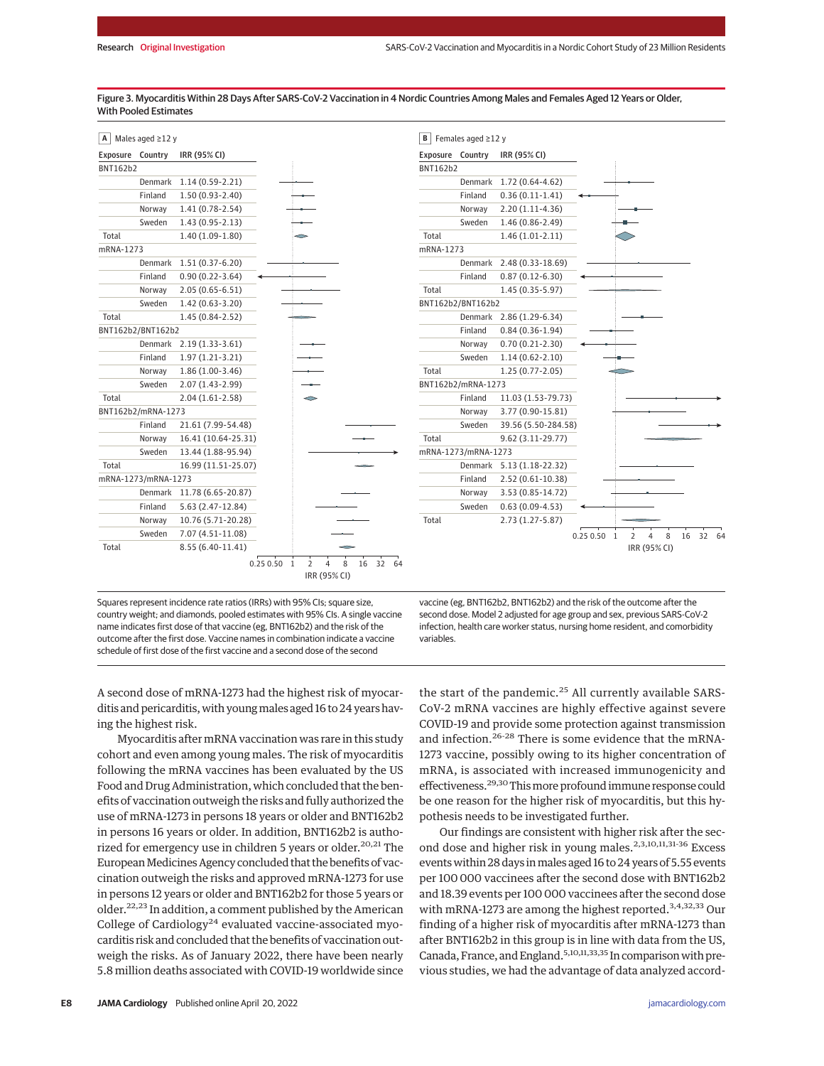Figure 3. Myocarditis Within 28 Days After SARS-CoV-2 Vaccination in 4 Nordic Countries Among Males and Females Aged 12 Years or Older, With Pooled Estimates

**A** Males aged ≥12 y

| Exposure | Country | IRR (95% CI) |
|---|---|---|
| BNT162b2 | | |
| | Denmark | 1.14 (0.59-2.21) |
| | Finland | 1.50 (0.93-2.40) |
| | Norway | 1.41 (0.78-2.54) |
| | Sweden | 1.43 (0.95-2.13) |
| Total | | 1.40 (1.09-1.80) |
| mRNA-1273 | | |
| | Denmark | 1.51 (0.37-6.20) |
| | Finland | 0.90 (0.22-3.64) |
| | Norway | 2.05 (0.65-6.51) |
| | Sweden | 1.42 (0.63-3.20) |
| Total | | 1.45 (0.84-2.52) |
| BNT162b2/BNT162b2 | | |
| | Denmark | 2.19 (1.33-3.61) |
| | Finland | 1.97 (1.21-3.21) |
| | Norway | 1.86 (1.00-3.46) |
| | Sweden | 2.07 (1.43-2.99) |
| Total | | 2.04 (1.61-2.58) |
| BNT162b2/mRNA-1273 | | |
| | Finland | 21.61 (7.99-54.48) |
| | Norway | 16.41 (10.64-25.31) |
| | Sweden | 13.44 (1.88-95.94) |
| Total | | 16.99 (11.51-25.07) |
| mRNA-1273/mRNA-1273 | | |
| | Denmark | 11.78 (6.65-20.87) |
| | Finland | 5.63 (2.47-12.84) |
| | Norway | 10.76 (5.71-20.28) |
| | Sweden | 7.07 (4.51-11.08) |
| Total | | 8.55 (6.40-11.41) |

**B** Females aged ≥12 y

| Exposure | Country | IRR (95% CI) |
|---|---|---|
| BNT162b2 | | |
| | Denmark | 1.72 (0.64-4.62) |
| | Finland | 0.36 (0.11-1.41) |
| | Norway | 2.20 (1.11-4.36) |
| | Sweden | 1.46 (0.86-2.49) |
| Total | | 1.46 (1.01-2.11) |
| mRNA-1273 | | |
| | Denmark | 2.48 (0.33-18.69) |
| | Finland | 0.87 (0.12-6.30) |
| Total | | 1.45 (0.35-5.97) |
| BNT162b2/BNT162b2 | | |
| | Denmark | 2.86 (1.29-6.34) |
| | Finland | 0.84 (0.36-1.94) |
| | Norway | 0.70 (0.21-2.30) |
| | Sweden | 1.14 (0.62-2.10) |
| Total | | 1.25 (0.77-2.05) |
| BNT162b2/mRNA-1273 | | |
| | Finland | 11.03 (1.53-79.73) |
| | Norway | 3.77 (0.90-15.81) |
| | Sweden | 39.56 (5.50-284.58) |
| Total | | 9.62 (3.11-29.77) |
| mRNA-1273/mRNA-1273 | | |
| | Denmark | 5.13 (1.18-22.32) |
| | Finland | 2.52 (0.61-10.38) |
| | Norway | 3.53 (0.85-14.72) |
| | Sweden | 0.63 (0.09-4.53) |
| Total | | 2.73 (1.27-5.87) |

Squares represent incidence rate ratios (IRRs) with 95% CIs; square size, country weight; and diamonds, pooled estimates with 95% CIs. A single vaccine name indicates first dose of that vaccine (eg, BNT162b2) and the risk of the outcome after the first dose. Vaccine names in combination indicate a vaccine schedule of first dose of the first vaccine and a second dose of the second vaccine (eg, BNT162b2, BNT162b2) and the risk of the outcome after the second dose. Model 2 adjusted for age group and sex, previous SARS-CoV-2 infection, health care worker status, nursing home resident, and comorbidity variables.

A second dose of mRNA-1273 had the highest risk of myocarditis and pericarditis, with young males aged 16 to 24 years having the highest risk.

Myocarditis after mRNA vaccination was rare in this study cohort and even among young males. The risk of myocarditis following the mRNA vaccines has been evaluated by the US Food and Drug Administration, which concluded that the benefits of vaccination outweigh the risks and fully authorized the use of mRNA-1273 in persons 18 years or older and BNT162b2 in persons 16 years or older. In addition, BNT162b2 is authorized for emergency use in children 5 years or older.[20,21] The European Medicines Agency concluded that the benefits of vaccination outweigh the risks and approved mRNA-1273 for use in persons 12 years or older and BNT162b2 for those 5 years or older.[22,23] In addition, a comment published by the American College of Cardiology[24] evaluated vaccine-associated myocarditis risk and concluded that the benefits of vaccination outweigh the risks. As of January 2022, there have been nearly 5.8 million deaths associated with COVID-19 worldwide since the start of the pandemic.[25] All currently available SARS-CoV-2 mRNA vaccines are highly effective against severe COVID-19 and provide some protection against transmission and infection.[26-28] There is some evidence that the mRNA-1273 vaccine, possibly owing to its higher concentration of mRNA, is associated with increased immunogenicity and effectiveness.[29,30] This more profound immune response could be one reason for the higher risk of myocarditis, but this hypothesis needs to be investigated further.

Our findings are consistent with higher risk after the second dose and higher risk in young males.[2,3,10,11,31-36] Excess events within 28 days in males aged 16 to 24 years of 5.55 events per 100 000 vaccinees after the second dose with BNT162b2 and 18.39 events per 100 000 vaccinees after the second dose with mRNA-1273 are among the highest reported.[3,4,32,33] Our finding of a higher risk of myocarditis after mRNA-1273 than after BNT162b2 in this group is in line with data from the US, Canada, France, and England.[5,10,11,33,35] In comparison with previous studies, we had the advantage of data analyzed accord-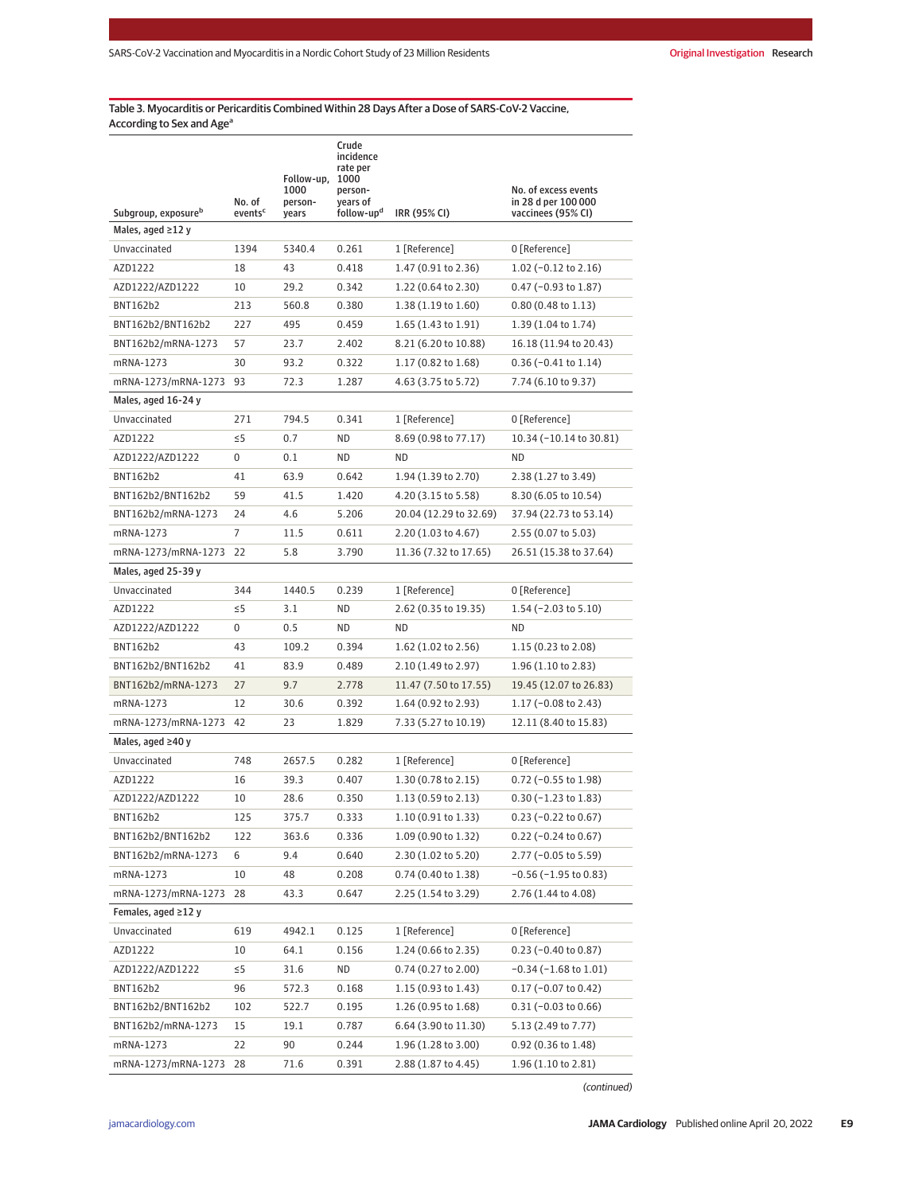Table 3. Myocarditis or Pericarditis Combined Within 28 Days After a Dose of SARS-CoV-2 Vaccine, According to Sex and Age[a]

| Subgroup, exposure[b] | No. of events[c] | Follow-up, 1000 person-years | Crude incidence rate per 1000 person-years of follow-up[d] | IRR (95% CI) | No. of excess events in 28 d per 100 000 vaccinees (95% CI) |
|---|---|---|---|---|---|
| **Males, aged ≥12 y** | | | | | |
| Unvaccinated | 1394 | 5340.4 | 0.261 | 1 [Reference] | 0 [Reference] |
| AZD1222 | 18 | 43 | 0.418 | 1.47 (0.91 to 2.36) | 1.02 (−0.12 to 2.16) |
| AZD1222/AZD1222 | 10 | 29.2 | 0.342 | 1.22 (0.64 to 2.30) | 0.47 (−0.93 to 1.87) |
| BNT162b2 | 213 | 560.8 | 0.380 | 1.38 (1.19 to 1.60) | 0.80 (0.48 to 1.13) |
| BNT162b2/BNT162b2 | 227 | 495 | 0.459 | 1.65 (1.43 to 1.91) | 1.39 (1.04 to 1.74) |
| BNT162b2/mRNA-1273 | 57 | 23.7 | 2.402 | 8.21 (6.20 to 10.88) | 16.18 (11.94 to 20.43) |
| mRNA-1273 | 30 | 93.2 | 0.322 | 1.17 (0.82 to 1.68) | 0.36 (−0.41 to 1.14) |
| mRNA-1273/mRNA-1273 | 93 | 72.3 | 1.287 | 4.63 (3.75 to 5.72) | 7.74 (6.10 to 9.37) |
| **Males, aged 16-24 y** | | | | | |
| Unvaccinated | 271 | 794.5 | 0.341 | 1 [Reference] | 0 [Reference] |
| AZD1222 | ≤5 | 0.7 | ND | 8.69 (0.98 to 77.17) | 10.34 (−10.14 to 30.81) |
| AZD1222/AZD1222 | 0 | 0.1 | ND | ND | ND |
| BNT162b2 | 41 | 63.9 | 0.642 | 1.94 (1.39 to 2.70) | 2.38 (1.27 to 3.49) |
| BNT162b2/BNT162b2 | 59 | 41.5 | 1.420 | 4.20 (3.15 to 5.58) | 8.30 (6.05 to 10.54) |
| BNT162b2/mRNA-1273 | 24 | 4.6 | 5.206 | 20.04 (12.29 to 32.69) | 37.94 (22.73 to 53.14) |
| mRNA-1273 | 7 | 11.5 | 0.611 | 2.20 (1.03 to 4.67) | 2.55 (0.07 to 5.03) |
| mRNA-1273/mRNA-1273 | 22 | 5.8 | 3.790 | 11.36 (7.32 to 17.65) | 26.51 (15.38 to 37.64) |
| **Males, aged 25-39 y** | | | | | |
| Unvaccinated | 344 | 1440.5 | 0.239 | 1 [Reference] | 0 [Reference] |
| AZD1222 | ≤5 | 3.1 | ND | 2.62 (0.35 to 19.35) | 1.54 (−2.03 to 5.10) |
| AZD1222/AZD1222 | 0 | 0.5 | ND | ND | ND |
| BNT162b2 | 43 | 109.2 | 0.394 | 1.62 (1.02 to 2.56) | 1.15 (0.23 to 2.08) |
| BNT162b2/BNT162b2 | 41 | 83.9 | 0.489 | 2.10 (1.49 to 2.97) | 1.96 (1.10 to 2.83) |
| BNT162b2/mRNA-1273 | 27 | 9.7 | 2.778 | 11.47 (7.50 to 17.55) | 19.45 (12.07 to 26.83) |
| mRNA-1273 | 12 | 30.6 | 0.392 | 1.64 (0.92 to 2.93) | 1.17 (−0.08 to 2.43) |
| mRNA-1273/mRNA-1273 | 42 | 23 | 1.829 | 7.33 (5.27 to 10.19) | 12.11 (8.40 to 15.83) |
| **Males, aged ≥40 y** | | | | | |
| Unvaccinated | 748 | 2657.5 | 0.282 | 1 [Reference] | 0 [Reference] |
| AZD1222 | 16 | 39.3 | 0.407 | 1.30 (0.78 to 2.15) | 0.72 (−0.55 to 1.98) |
| AZD1222/AZD1222 | 10 | 28.6 | 0.350 | 1.13 (0.59 to 2.13) | 0.30 (−1.23 to 1.83) |
| BNT162b2 | 125 | 375.7 | 0.333 | 1.10 (0.91 to 1.33) | 0.23 (−0.22 to 0.67) |
| BNT162b2/BNT162b2 | 122 | 363.6 | 0.336 | 1.09 (0.90 to 1.32) | 0.22 (−0.24 to 0.67) |
| BNT162b2/mRNA-1273 | 6 | 9.4 | 0.640 | 2.30 (1.02 to 5.20) | 2.77 (−0.05 to 5.59) |
| mRNA-1273 | 10 | 48 | 0.208 | 0.74 (0.40 to 1.38) | −0.56 (−1.95 to 0.83) |
| mRNA-1273/mRNA-1273 | 28 | 43.3 | 0.647 | 2.25 (1.54 to 3.29) | 2.76 (1.44 to 4.08) |
| **Females, aged ≥12 y** | | | | | |
| Unvaccinated | 619 | 4942.1 | 0.125 | 1 [Reference] | 0 [Reference] |
| AZD1222 | 10 | 64.1 | 0.156 | 1.24 (0.66 to 2.35) | 0.23 (−0.40 to 0.87) |
| AZD1222/AZD1222 | ≤5 | 31.6 | ND | 0.74 (0.27 to 2.00) | −0.34 (−1.68 to 1.01) |
| BNT162b2 | 96 | 572.3 | 0.168 | 1.15 (0.93 to 1.43) | 0.17 (−0.07 to 0.42) |
| BNT162b2/BNT162b2 | 102 | 522.7 | 0.195 | 1.26 (0.95 to 1.68) | 0.31 (−0.03 to 0.66) |
| BNT162b2/mRNA-1273 | 15 | 19.1 | 0.787 | 6.64 (3.90 to 11.30) | 5.13 (2.49 to 7.77) |
| mRNA-1273 | 22 | 90 | 0.244 | 1.96 (1.28 to 3.00) | 0.92 (0.36 to 1.48) |
| mRNA-1273/mRNA-1273 | 28 | 71.6 | 0.391 | 2.88 (1.87 to 4.45) | 1.96 (1.10 to 2.81) |

*(continued)*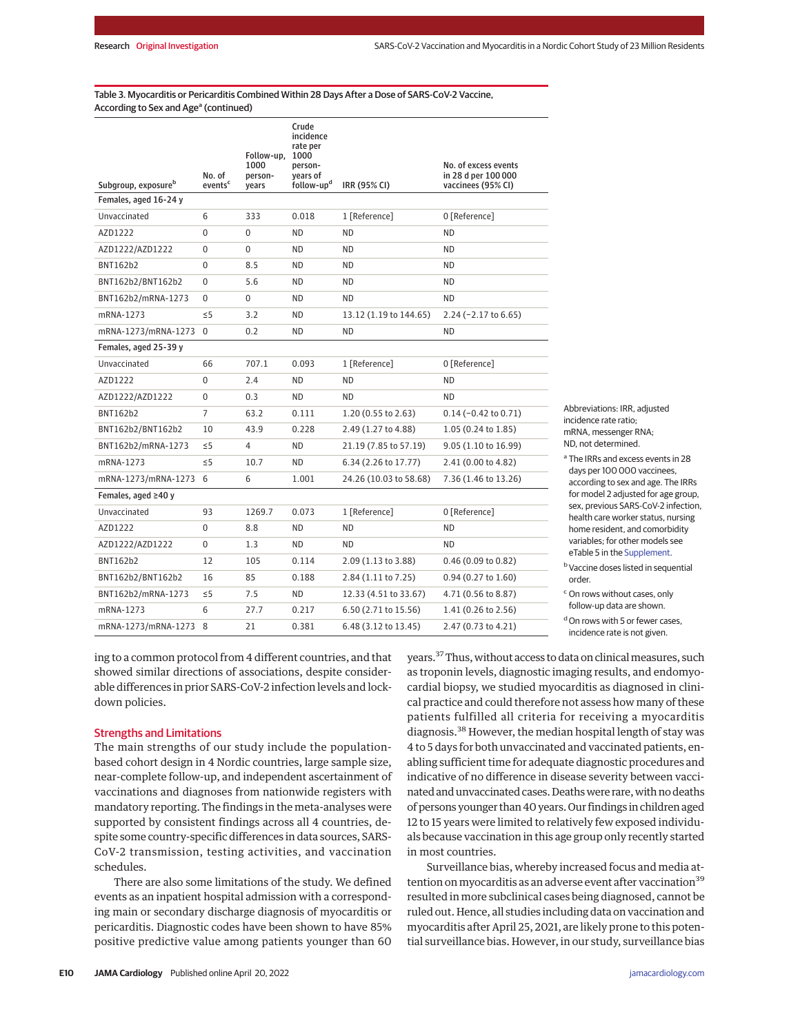Table 3. Myocarditis or Pericarditis Combined Within 28 Days After a Dose of SARS-CoV-2 Vaccine, According to Sex and Age[a] (continued)

| Subgroup, exposure[b] | No. of events[c] | Follow-up, 1000 person-years | Crude incidence rate per 1000 person-years of follow-up[d] | IRR (95% CI) | No. of excess events in 28 d per 100 000 vaccinees (95% CI) |
|---|---|---|---|---|---|
| **Females, aged 16-24 y** | | | | | |
| Unvaccinated | 6 | 333 | 0.018 | 1 [Reference] | 0 [Reference] |
| AZD1222 | 0 | 0 | ND | ND | ND |
| AZD1222/AZD1222 | 0 | 0 | ND | ND | ND |
| BNT162b2 | 0 | 8.5 | ND | ND | ND |
| BNT162b2/BNT162b2 | 0 | 5.6 | ND | ND | ND |
| BNT162b2/mRNA-1273 | 0 | 0 | ND | ND | ND |
| mRNA-1273 | ≤5 | 3.2 | ND | 13.12 (1.19 to 144.65) | 2.24 (−2.17 to 6.65) |
| mRNA-1273/mRNA-1273 | 0 | 0.2 | ND | ND | ND |
| **Females, aged 25-39 y** | | | | | |
| Unvaccinated | 66 | 707.1 | 0.093 | 1 [Reference] | 0 [Reference] |
| AZD1222 | 0 | 2.4 | ND | ND | ND |
| AZD1222/AZD1222 | 0 | 0.3 | ND | ND | ND |
| BNT162b2 | 7 | 63.2 | 0.111 | 1.20 (0.55 to 2.63) | 0.14 (−0.42 to 0.71) |
| BNT162b2/BNT162b2 | 10 | 43.9 | 0.228 | 2.49 (1.27 to 4.88) | 1.05 (0.24 to 1.85) |
| BNT162b2/mRNA-1273 | ≤5 | 4 | ND | 21.19 (7.85 to 57.19) | 9.05 (1.10 to 16.99) |
| mRNA-1273 | ≤5 | 10.7 | ND | 6.34 (2.26 to 17.77) | 2.41 (0.00 to 4.82) |
| mRNA-1273/mRNA-1273 | 6 | 6 | 1.001 | 24.26 (10.03 to 58.68) | 7.36 (1.46 to 13.26) |
| **Females, aged ≥40 y** | | | | | |
| Unvaccinated | 93 | 1269.7 | 0.073 | 1 [Reference] | 0 [Reference] |
| AZD1222 | 0 | 8.8 | ND | ND | ND |
| AZD1222/AZD1222 | 0 | 1.3 | ND | ND | ND |
| BNT162b2 | 12 | 105 | 0.114 | 2.09 (1.13 to 3.88) | 0.46 (0.09 to 0.82) |
| BNT162b2/BNT162b2 | 16 | 85 | 0.188 | 2.84 (1.11 to 7.25) | 0.94 (0.27 to 1.60) |
| BNT162b2/mRNA-1273 | ≤5 | 7.5 | ND | 12.33 (4.51 to 33.67) | 4.71 (0.56 to 8.87) |
| mRNA-1273 | 6 | 27.7 | 0.217 | 6.50 (2.71 to 15.56) | 1.41 (0.26 to 2.56) |
| mRNA-1273/mRNA-1273 | 8 | 21 | 0.381 | 6.48 (3.12 to 13.45) | 2.47 (0.73 to 4.21) |

Abbreviations: IRR, adjusted incidence rate ratio; mRNA, messenger RNA; ND, not determined.

[a] The IRRs and excess events in 28 days per 100 000 vaccinees, according to sex and age. The IRRs for model 2 adjusted for age group, sex, previous SARS-CoV-2 infection, health care worker status, nursing home resident, and comorbidity variables; for other models see eTable 5 in the Supplement.

[b] Vaccine doses listed in sequential order.

[c] On rows without cases, only follow-up data are shown.

[d] On rows with 5 or fewer cases, incidence rate is not given.

ing to a common protocol from 4 different countries, and that showed similar directions of associations, despite considerable differences in prior SARS-CoV-2 infection levels and lockdown policies.

## Strengths and Limitations

The main strengths of our study include the population-based cohort design in 4 Nordic countries, large sample size, near-complete follow-up, and independent ascertainment of vaccinations and diagnoses from nationwide registers with mandatory reporting. The findings in the meta-analyses were supported by consistent findings across all 4 countries, despite some country-specific differences in data sources, SARS-CoV-2 transmission, testing activities, and vaccination schedules.

There are also some limitations of the study. We defined events as an inpatient hospital admission with a corresponding main or secondary discharge diagnosis of myocarditis or pericarditis. Diagnostic codes have been shown to have 85% positive predictive value among patients younger than 60 years.[37] Thus, without access to data on clinical measures, such as troponin levels, diagnostic imaging results, and endomyocardial biopsy, we studied myocarditis as diagnosed in clinical practice and could therefore not assess how many of these patients fulfilled all criteria for receiving a myocarditis diagnosis.[38] However, the median hospital length of stay was 4 to 5 days for both unvaccinated and vaccinated patients, enabling sufficient time for adequate diagnostic procedures and indicative of no difference in disease severity between vaccinated and unvaccinated cases. Deaths were rare, with no deaths of persons younger than 40 years. Our findings in children aged 12 to 15 years were limited to relatively few exposed individuals because vaccination in this age group only recently started in most countries.

Surveillance bias, whereby increased focus and media attention on myocarditis as an adverse event after vaccination[39] resulted in more subclinical cases being diagnosed, cannot be ruled out. Hence, all studies including data on vaccination and myocarditis after April 25, 2021, are likely prone to this potential surveillance bias. However, in our study, surveillance bias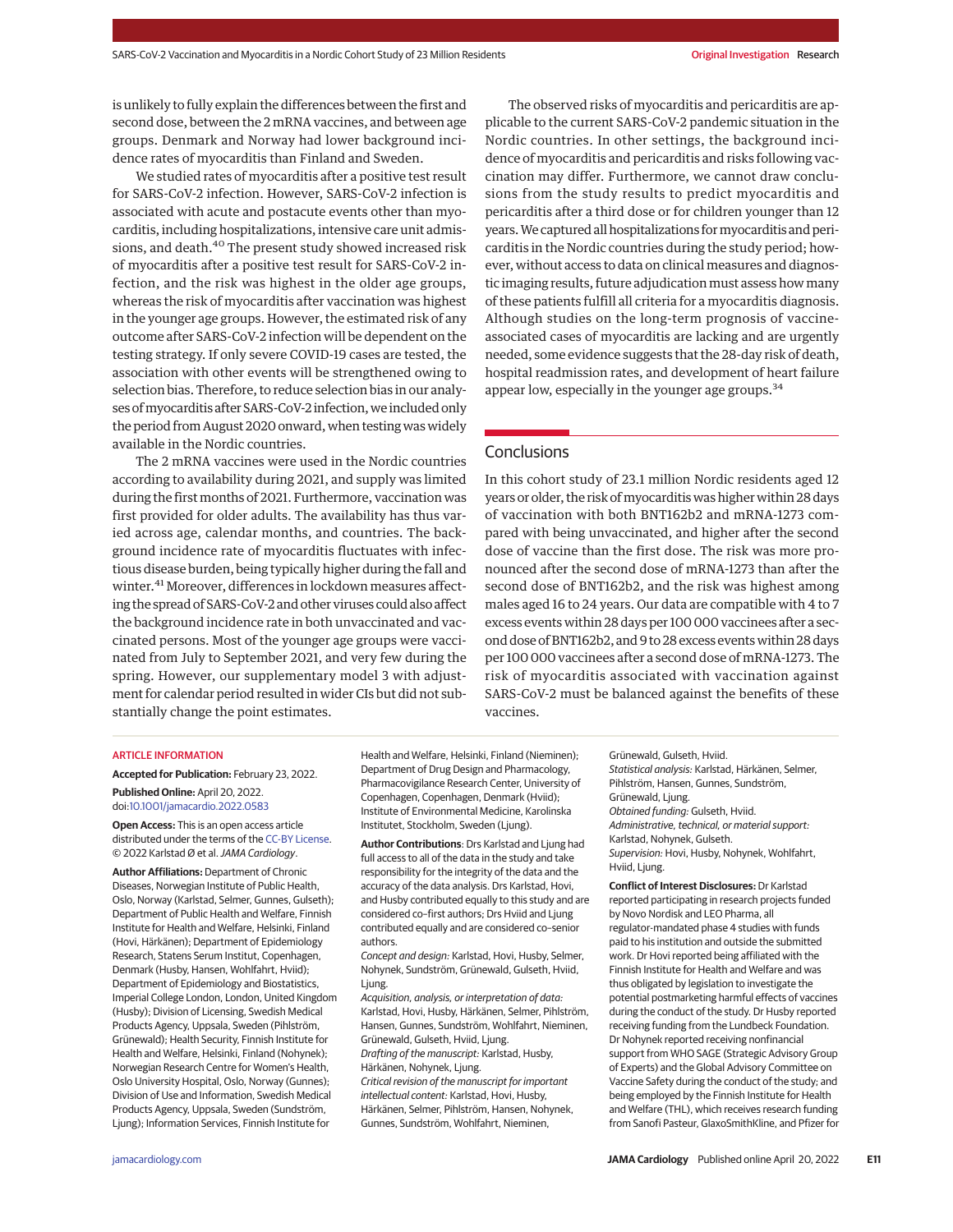is unlikely to fully explain the differences between the first and second dose, between the 2 mRNA vaccines, and between age groups. Denmark and Norway had lower background incidence rates of myocarditis than Finland and Sweden.

We studied rates of myocarditis after a positive test result for SARS-CoV-2 infection. However, SARS-CoV-2 infection is associated with acute and postacute events other than myocarditis, including hospitalizations, intensive care unit admissions, and death.[40] The present study showed increased risk of myocarditis after a positive test result for SARS-CoV-2 infection, and the risk was highest in the older age groups, whereas the risk of myocarditis after vaccination was highest in the younger age groups. However, the estimated risk of any outcome after SARS-CoV-2 infection will be dependent on the testing strategy. If only severe COVID-19 cases are tested, the association with other events will be strengthened owing to selection bias. Therefore, to reduce selection bias in our analyses of myocarditis after SARS-CoV-2 infection, we included only the period from August 2020 onward, when testing was widely available in the Nordic countries.

The 2 mRNA vaccines were used in the Nordic countries according to availability during 2021, and supply was limited during the first months of 2021. Furthermore, vaccination was first provided for older adults. The availability has thus varied across age, calendar months, and countries. The background incidence rate of myocarditis fluctuates with infectious disease burden, being typically higher during the fall and winter.[41] Moreover, differences in lockdown measures affecting the spread of SARS-CoV-2 and other viruses could also affect the background incidence rate in both unvaccinated and vaccinated persons. Most of the younger age groups were vaccinated from July to September 2021, and very few during the spring. However, our supplementary model 3 with adjustment for calendar period resulted in wider CIs but did not substantially change the point estimates.

The observed risks of myocarditis and pericarditis are applicable to the current SARS-CoV-2 pandemic situation in the Nordic countries. In other settings, the background incidence of myocarditis and pericarditis and risks following vaccination may differ. Furthermore, we cannot draw conclusions from the study results to predict myocarditis and pericarditis after a third dose or for children younger than 12 years. We captured all hospitalizations for myocarditis and pericarditis in the Nordic countries during the study period; however, without access to data on clinical measures and diagnostic imaging results, future adjudication must assess how many of these patients fulfill all criteria for a myocarditis diagnosis. Although studies on the long-term prognosis of vaccine-associated cases of myocarditis are lacking and are urgently needed, some evidence suggests that the 28-day risk of death, hospital readmission rates, and development of heart failure appear low, especially in the younger age groups.[34]

## Conclusions

In this cohort study of 23.1 million Nordic residents aged 12 years or older, the risk of myocarditis was higher within 28 days of vaccination with both BNT162b2 and mRNA-1273 compared with being unvaccinated, and higher after the second dose of vaccine than the first dose. The risk was more pronounced after the second dose of mRNA-1273 than after the second dose of BNT162b2, and the risk was highest among males aged 16 to 24 years. Our data are compatible with 4 to 7 excess events within 28 days per 100 000 vaccinees after a second dose of BNT162b2, and 9 to 28 excess events within 28 days per 100 000 vaccinees after a second dose of mRNA-1273. The risk of myocarditis associated with vaccination against SARS-CoV-2 must be balanced against the benefits of these vaccines.

ARTICLE INFORMATION

**Accepted for Publication:** February 23, 2022.

**Published Online:** April 20, 2022. doi:10.1001/jamacardio.2022.0583

**Open Access:** This is an open access article distributed under the terms of the CC-BY License. © 2022 Karlstad Ø et al. *JAMA Cardiology*.

**Author Affiliations:** Department of Chronic Diseases, Norwegian Institute of Public Health, Oslo, Norway (Karlstad, Selmer, Gunnes, Gulseth); Department of Public Health and Welfare, Finnish Institute for Health and Welfare, Helsinki, Finland (Hovi, Härkänen); Department of Epidemiology Research, Statens Serum Institut, Copenhagen, Denmark (Husby, Hansen, Wohlfahrt, Hviid); Department of Epidemiology and Biostatistics, Imperial College London, London, United Kingdom (Husby); Division of Licensing, Swedish Medical Products Agency, Uppsala, Sweden (Pihlström, Grünewald); Health Security, Finnish Institute for Health and Welfare, Helsinki, Finland (Nohynek); Norwegian Research Centre for Women's Health, Oslo University Hospital, Oslo, Norway (Gunnes); Division of Use and Information, Swedish Medical Products Agency, Uppsala, Sweden (Sundström, Ljung); Information Services, Finnish Institute for Health and Welfare, Helsinki, Finland (Nieminen); Department of Drug Design and Pharmacology, Pharmacovigilance Research Center, University of Copenhagen, Copenhagen, Denmark (Hviid); Institute of Environmental Medicine, Karolinska Institutet, Stockholm, Sweden (Ljung).

**Author Contributions**: Drs Karlstad and Ljung had full access to all of the data in the study and take responsibility for the integrity of the data and the accuracy of the data analysis. Drs Karlstad, Hovi, and Husby contributed equally to this study and are considered co–first authors; Drs Hviid and Ljung contributed equally and are considered co–senior authors.

*Concept and design:* Karlstad, Hovi, Husby, Selmer, Nohynek, Sundström, Grünewald, Gulseth, Hviid, Ljung.

*Acquisition, analysis, or interpretation of data:* Karlstad, Hovi, Husby, Härkänen, Selmer, Pihlström, Hansen, Gunnes, Sundström, Wohlfahrt, Nieminen, Grünewald, Gulseth, Hviid, Ljung.

*Drafting of the manuscript:* Karlstad, Husby, Härkänen, Nohynek, Ljung.

*Critical revision of the manuscript for important intellectual content:* Karlstad, Hovi, Husby, Härkänen, Selmer, Pihlström, Hansen, Nohynek, Gunnes, Sundström, Wohlfahrt, Nieminen, Grünewald, Gulseth, Hviid.

*Statistical analysis:* Karlstad, Härkänen, Selmer, Pihlström, Hansen, Gunnes, Sundström, Grünewald, Ljung.

*Obtained funding:* Gulseth, Hviid.

*Administrative, technical, or material support:* Karlstad, Nohynek, Gulseth.

*Supervision:* Hovi, Husby, Nohynek, Wohlfahrt, Hviid, Ljung.

**Conflict of Interest Disclosures:** Dr Karlstad reported participating in research projects funded by Novo Nordisk and LEO Pharma, all regulator-mandated phase 4 studies with funds paid to his institution and outside the submitted work. Dr Hovi reported being affiliated with the Finnish Institute for Health and Welfare and was thus obligated by legislation to investigate the potential postmarketing harmful effects of vaccines during the conduct of the study. Dr Husby reported receiving funding from the Lundbeck Foundation. Dr Nohynek reported receiving nonfinancial support from WHO SAGE (Strategic Advisory Group of Experts) and the Global Advisory Committee on Vaccine Safety during the conduct of the study; and being employed by the Finnish Institute for Health and Welfare (THL), which receives research funding from Sanofi Pasteur, GlaxoSmithKline, and Pfizer for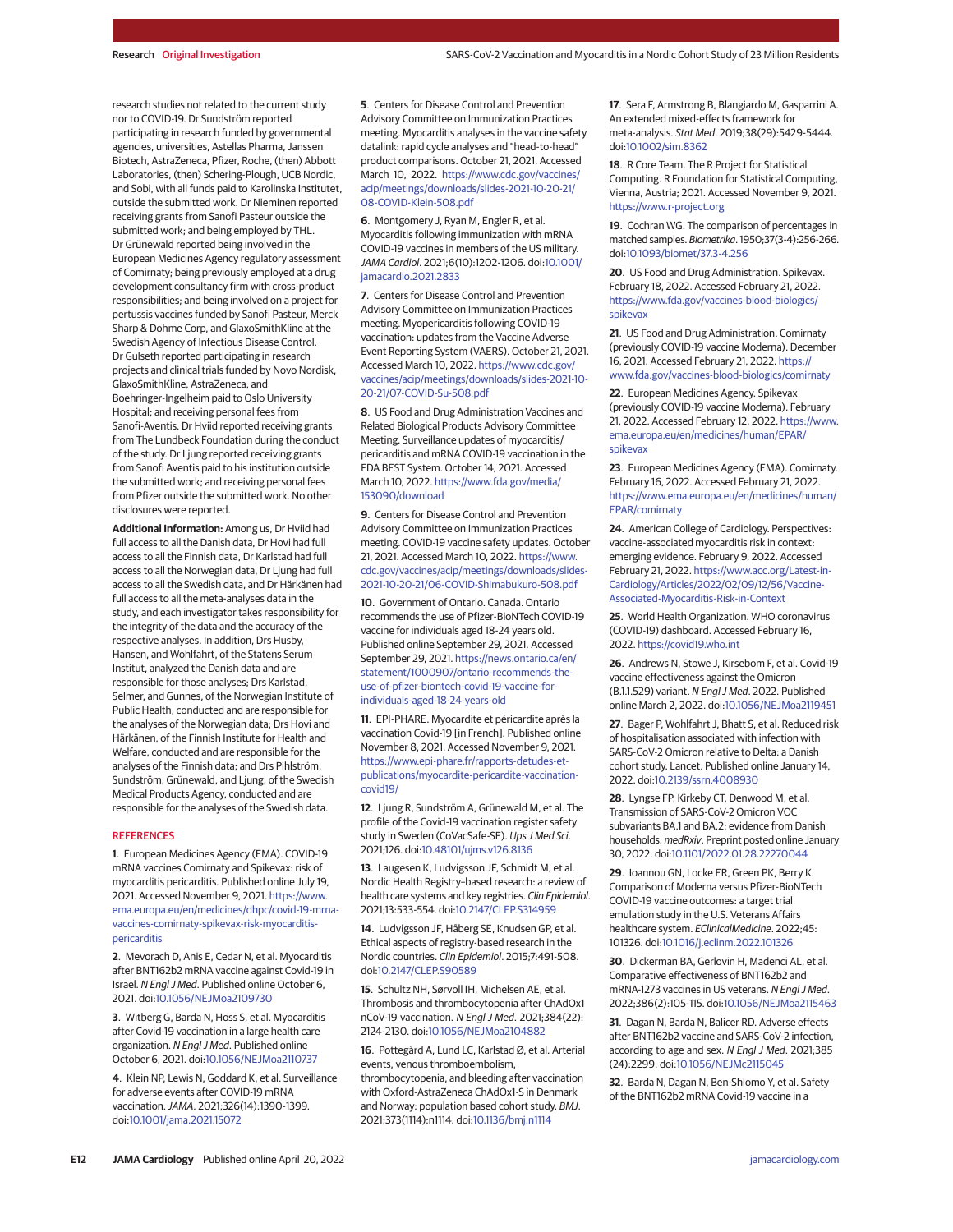research studies not related to the current study nor to COVID-19. Dr Sundström reported participating in research funded by governmental agencies, universities, Astellas Pharma, Janssen Biotech, AstraZeneca, Pfizer, Roche, (then) Abbott Laboratories, (then) Schering-Plough, UCB Nordic, and Sobi, with all funds paid to Karolinska Institutet, outside the submitted work. Dr Nieminen reported receiving grants from Sanofi Pasteur outside the submitted work; and being employed by THL. Dr Grünewald reported being involved in the European Medicines Agency regulatory assessment of Comirnaty; being previously employed at a drug development consultancy firm with cross-product responsibilities; and being involved on a project for pertussis vaccines funded by Sanofi Pasteur, Merck Sharp & Dohme Corp, and GlaxoSmithKline at the Swedish Agency of Infectious Disease Control. Dr Gulseth reported participating in research projects and clinical trials funded by Novo Nordisk, GlaxoSmithKline, AstraZeneca, and Boehringer-Ingelheim paid to Oslo University Hospital; and receiving personal fees from Sanofi-Aventis. Dr Hviid reported receiving grants from The Lundbeck Foundation during the conduct of the study. Dr Ljung reported receiving grants from Sanofi Aventis paid to his institution outside the submitted work; and receiving personal fees from Pfizer outside the submitted work. No other disclosures were reported.

**Additional Information:** Among us, Dr Hviid had full access to all the Danish data, Dr Hovi had full access to all the Finnish data, Dr Karlstad had full access to all the Norwegian data, Dr Ljung had full access to all the Swedish data, and Dr Härkänen had full access to all the meta-analyses data in the study, and each investigator takes responsibility for the integrity of the data and the accuracy of the respective analyses. In addition, Drs Husby, Hansen, and Wohlfahrt, of the Statens Serum Institut, analyzed the Danish data and are responsible for those analyses; Drs Karlstad, Selmer, and Gunnes, of the Norwegian Institute of Public Health, conducted and are responsible for the analyses of the Norwegian data; Drs Hovi and Härkänen, of the Finnish Institute for Health and Welfare, conducted and are responsible for the analyses of the Finnish data; and Drs Pihlström, Sundström, Grünewald, and Ljung, of the Swedish Medical Products Agency, conducted and are responsible for the analyses of the Swedish data.

## REFERENCES

1. European Medicines Agency (EMA). COVID-19 mRNA vaccines Comirnaty and Spikevax: risk of myocarditis pericarditis. Published online July 19, 2021. Accessed November 9, 2021. https://www.ema.europa.eu/en/medicines/dhpc/covid-19-mrna-vaccines-comirnaty-spikevax-risk-myocarditis-pericarditis

2. Mevorach D, Anis E, Cedar N, et al. Myocarditis after BNT162b2 mRNA vaccine against Covid-19 in Israel. *N Engl J Med*. Published online October 6, 2021. doi:10.1056/NEJMoa2109730

3. Witberg G, Barda N, Hoss S, et al. Myocarditis after Covid-19 vaccination in a large health care organization. *N Engl J Med*. Published online October 6, 2021. doi:10.1056/NEJMoa2110737

4. Klein NP, Lewis N, Goddard K, et al. Surveillance for adverse events after COVID-19 mRNA vaccination. *JAMA*. 2021;326(14):1390-1399. doi:10.1001/jama.2021.15072

5. Centers for Disease Control and Prevention Advisory Committee on Immunization Practices meeting. Myocarditis analyses in the vaccine safety datalink: rapid cycle analyses and "head-to-head" product comparisons. October 21, 2021. Accessed March 10, 2022. https://www.cdc.gov/vaccines/acip/meetings/downloads/slides-2021-10-20-21/08-COVID-Klein-508.pdf

6. Montgomery J, Ryan M, Engler R, et al. Myocarditis following immunization with mRNA COVID-19 vaccines in members of the US military. *JAMA Cardiol*. 2021;6(10):1202-1206. doi:10.1001/jamacardio.2021.2833

7. Centers for Disease Control and Prevention Advisory Committee on Immunization Practices meeting. Myopericarditis following COVID-19 vaccination: updates from the Vaccine Adverse Event Reporting System (VAERS). October 21, 2021. Accessed March 10, 2022. https://www.cdc.gov/vaccines/acip/meetings/downloads/slides-2021-10-20-21/07-COVID-Su-508.pdf

8. US Food and Drug Administration Vaccines and Related Biological Products Advisory Committee Meeting. Surveillance updates of myocarditis/pericarditis and mRNA COVID-19 vaccination in the FDA BEST System. October 14, 2021. Accessed March 10, 2022. https://www.fda.gov/media/153090/download

9. Centers for Disease Control and Prevention Advisory Committee on Immunization Practices meeting. COVID-19 vaccine safety updates. October 21, 2021. Accessed March 10, 2022. https://www.cdc.gov/vaccines/acip/meetings/downloads/slides-2021-10-20-21/06-COVID-Shimabukuro-508.pdf

10. Government of Ontario. Canada. Ontario recommends the use of Pfizer-BioNTech COVID-19 vaccine for individuals aged 18-24 years old. Published online September 29, 2021. Accessed September 29, 2021. https://news.ontario.ca/en/statement/1000907/ontario-recommends-the-use-of-pfizer-biontech-covid-19-vaccine-for-individuals-aged-18-24-years-old

11. EPI-PHARE. Myocardite et péricardite après la vaccination Covid-19 [in French]. Published online November 8, 2021. Accessed November 9, 2021. https://www.epi-phare.fr/rapports-detudes-et-publications/myocardite-pericardite-vaccination-covid19/

12. Ljung R, Sundström A, Grünewald M, et al. The profile of the Covid-19 vaccination register safety study in Sweden (CoVacSafe-SE). *Ups J Med Sci*. 2021;126. doi:10.48101/ujms.v126.8136

13. Laugesen K, Ludvigsson JF, Schmidt M, et al. Nordic Health Registry–based research: a review of health care systems and key registries. *Clin Epidemiol*. 2021;13:533-554. doi:10.2147/CLEP.S314959

14. Ludvigsson JF, Håberg SE, Knudsen GP, et al. Ethical aspects of registry-based research in the Nordic countries. *Clin Epidemiol*. 2015;7:491-508. doi:10.2147/CLEP.S90589

15. Schultz NH, Sørvoll IH, Michelsen AE, et al. Thrombosis and thrombocytopenia after ChAdOx1 nCoV-19 vaccination. *N Engl J Med*. 2021;384(22):2124-2130. doi:10.1056/NEJMoa2104882

16. Pottegård A, Lund LC, Karlstad Ø, et al. Arterial events, venous thromboembolism, thrombocytopenia, and bleeding after vaccination with Oxford-AstraZeneca ChAdOx1-S in Denmark and Norway: population based cohort study. *BMJ*. 2021;373(1114):n1114. doi:10.1136/bmj.n1114

17. Sera F, Armstrong B, Blangiardo M, Gasparrini A. An extended mixed-effects framework for meta-analysis. *Stat Med*. 2019;38(29):5429-5444. doi:10.1002/sim.8362

18. R Core Team. The R Project for Statistical Computing. R Foundation for Statistical Computing, Vienna, Austria; 2021. Accessed November 9, 2021. https://www.r-project.org

19. Cochran WG. The comparison of percentages in matched samples. *Biometrika*. 1950;37(3-4):256-266. doi:10.1093/biomet/37.3-4.256

20. US Food and Drug Administration. Spikevax. February 18, 2022. Accessed February 21, 2022. https://www.fda.gov/vaccines-blood-biologics/spikevax

21. US Food and Drug Administration. Comirnaty (previously COVID-19 vaccine Moderna). December 16, 2021. Accessed February 21, 2022. https://www.fda.gov/vaccines-blood-biologics/comirnaty

22. European Medicines Agency. Spikevax (previously COVID-19 vaccine Moderna). February 21, 2022. Accessed February 12, 2022. https://www.ema.europa.eu/en/medicines/human/EPAR/spikevax

23. European Medicines Agency (EMA). Comirnaty. February 16, 2022. Accessed February 21, 2022. https://www.ema.europa.eu/en/medicines/human/EPAR/comirnaty

24. American College of Cardiology. Perspectives: vaccine-associated myocarditis risk in context: emerging evidence. February 9, 2022. Accessed February 21, 2022. https://www.acc.org/Latest-in-Cardiology/Articles/2022/02/09/12/56/Vaccine-Associated-Myocarditis-Risk-in-Context

25. World Health Organization. WHO coronavirus (COVID-19) dashboard. Accessed February 16, 2022. https://covid19.who.int

26. Andrews N, Stowe J, Kirsebom F, et al. Covid-19 vaccine effectiveness against the Omicron (B.1.1.529) variant. *N Engl J Med*. 2022. Published online March 2, 2022. doi:10.1056/NEJMoa2119451

27. Bager P, Wohlfahrt J, Bhatt S, et al. Reduced risk of hospitalisation associated with infection with SARS-CoV-2 Omicron relative to Delta: a Danish cohort study. Lancet. Published online January 14, 2022. doi:10.2139/ssrn.4008930

28. Lyngse FP, Kirkeby CT, Denwood M, et al. Transmission of SARS-CoV-2 Omicron VOC subvariants BA.1 and BA.2: evidence from Danish households. *medRxiv*. Preprint posted online January 30, 2022. doi:10.1101/2022.01.28.22270044

29. Ioannou GN, Locke ER, Green PK, Berry K. Comparison of Moderna versus Pfizer-BioNTech COVID-19 vaccine outcomes: a target trial emulation study in the U.S. Veterans Affairs healthcare system. *EClinicalMedicine*. 2022;45:101326. doi:10.1016/j.eclinm.2022.101326

30. Dickerman BA, Gerlovin H, Madenci AL, et al. Comparative effectiveness of BNT162b2 and mRNA-1273 vaccines in US veterans. *N Engl J Med*. 2022;386(2):105-115. doi:10.1056/NEJMoa2115463

31. Dagan N, Barda N, Balicer RD. Adverse effects after BNT162b2 vaccine and SARS-CoV-2 infection, according to age and sex. *N Engl J Med*. 2021;385(24):2299. doi:10.1056/NEJMc2115045

32. Barda N, Dagan N, Ben-Shlomo Y, et al. Safety of the BNT162b2 mRNA Covid-19 vaccine in a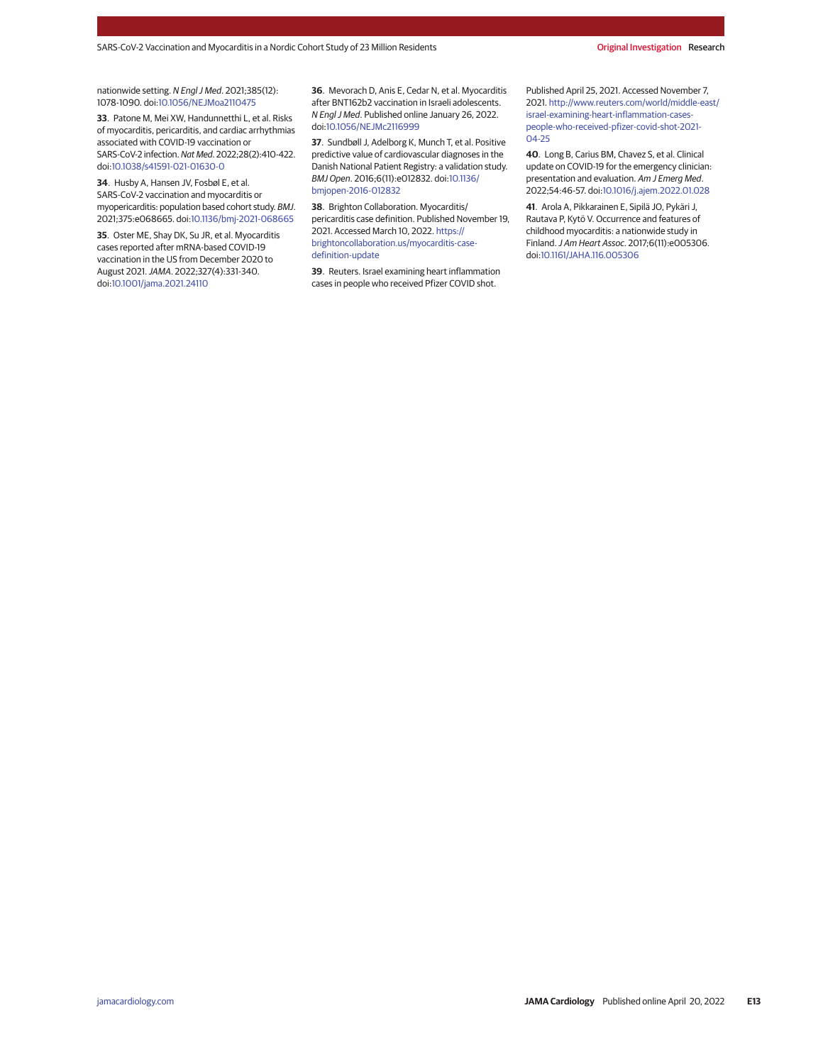nationwide setting. *N Engl J Med*. 2021;385(12):1078-1090. doi:10.1056/NEJMoa2110475

**33**. Patone M, Mei XW, Handunnetthi L, et al. Risks of myocarditis, pericarditis, and cardiac arrhythmias associated with COVID-19 vaccination or SARS-CoV-2 infection. *Nat Med*. 2022;28(2):410-422. doi:10.1038/s41591-021-01630-0

**34**. Husby A, Hansen JV, Fosbøl E, et al. SARS-CoV-2 vaccination and myocarditis or myopericarditis: population based cohort study. *BMJ*. 2021;375:e068665. doi:10.1136/bmj-2021-068665

**35**. Oster ME, Shay DK, Su JR, et al. Myocarditis cases reported after mRNA-based COVID-19 vaccination in the US from December 2020 to August 2021. *JAMA*. 2022;327(4):331-340. doi:10.1001/jama.2021.24110

**36**. Mevorach D, Anis E, Cedar N, et al. Myocarditis after BNT162b2 vaccination in Israeli adolescents. *N Engl J Med*. Published online January 26, 2022. doi:10.1056/NEJMc2116999

**37**. Sundbøll J, Adelborg K, Munch T, et al. Positive predictive value of cardiovascular diagnoses in the Danish National Patient Registry: a validation study. *BMJ Open*. 2016;6(11):e012832. doi:10.1136/bmjopen-2016-012832

**38**. Brighton Collaboration. Myocarditis/pericarditis case definition. Published November 19, 2021. Accessed March 10, 2022. https://brightoncollaboration.us/myocarditis-case-definition-update

**39**. Reuters. Israel examining heart inflammation cases in people who received Pfizer COVID shot. Published April 25, 2021. Accessed November 7, 2021. http://www.reuters.com/world/middle-east/israel-examining-heart-inflammation-cases-people-who-received-pfizer-covid-shot-2021-04-25

**40**. Long B, Carius BM, Chavez S, et al. Clinical update on COVID-19 for the emergency clinician: presentation and evaluation. *Am J Emerg Med*. 2022;54:46-57. doi:10.1016/j.ajem.2022.01.028

**41**. Arola A, Pikkarainen E, Sipilä JO, Pykäri J, Rautava P, Kytö V. Occurrence and features of childhood myocarditis: a nationwide study in Finland. *J Am Heart Assoc*. 2017;6(11):e005306. doi:10.1161/JAHA.116.005306